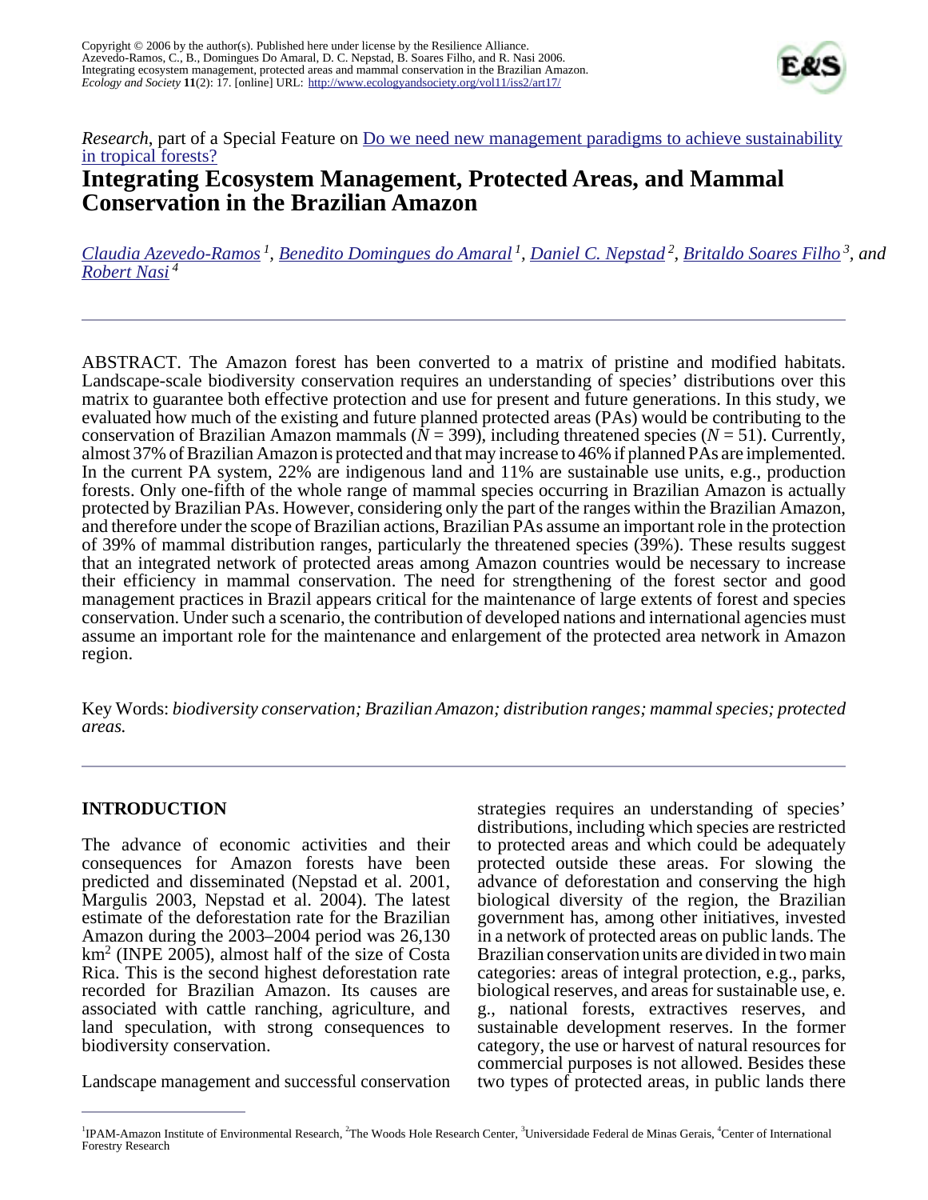Copyright © 2006 by the author(s). Published here under license by the Resilience Alliance.
Azevedo-Ramos, C., B., Domingues Do Amaral, D. C. Nepstad, B. Soares Filho, and R. Nasi 2006.
Integrating ecosystem management, protected areas and mammal conservation in the Brazilian Amazon.
*Ecology and Society* **11**(2): 17. [online] URL: http://www.ecologyandsociety.org/vol11/iss2/art17/

*Research*, part of a Special Feature on Do we need new management paradigms to achieve sustainability in tropical forests?

# Integrating Ecosystem Management, Protected Areas, and Mammal Conservation in the Brazilian Amazon

*Claudia Azevedo-Ramos* [1], *Benedito Domingues do Amaral* [1], *Daniel C. Nepstad* [2], *Britaldo Soares Filho* [3], and *Robert Nasi* [4]

ABSTRACT. The Amazon forest has been converted to a matrix of pristine and modified habitats. Landscape-scale biodiversity conservation requires an understanding of species' distributions over this matrix to guarantee both effective protection and use for present and future generations. In this study, we evaluated how much of the existing and future planned protected areas (PAs) would be contributing to the conservation of Brazilian Amazon mammals ($N = 399$), including threatened species ($N = 51$). Currently, almost 37% of Brazilian Amazon is protected and that may increase to 46% if planned PAs are implemented. In the current PA system, 22% are indigenous land and 11% are sustainable use units, e.g., production forests. Only one-fifth of the whole range of mammal species occurring in Brazilian Amazon is actually protected by Brazilian PAs. However, considering only the part of the ranges within the Brazilian Amazon, and therefore under the scope of Brazilian actions, Brazilian PAs assume an important role in the protection of 39% of mammal distribution ranges, particularly the threatened species (39%). These results suggest that an integrated network of protected areas among Amazon countries would be necessary to increase their efficiency in mammal conservation. The need for strengthening of the forest sector and good management practices in Brazil appears critical for the maintenance of large extents of forest and species conservation. Under such a scenario, the contribution of developed nations and international agencies must assume an important role for the maintenance and enlargement of the protected area network in Amazon region.

Key Words: *biodiversity conservation; Brazilian Amazon; distribution ranges; mammal species; protected areas.*

## INTRODUCTION

The advance of economic activities and their consequences for Amazon forests have been predicted and disseminated (Nepstad et al. 2001, Margulis 2003, Nepstad et al. 2004). The latest estimate of the deforestation rate for the Brazilian Amazon during the 2003–2004 period was 26,130 km$^2$ (INPE 2005), almost half of the size of Costa Rica. This is the second highest deforestation rate recorded for Brazilian Amazon. Its causes are associated with cattle ranching, agriculture, and land speculation, with strong consequences to biodiversity conservation.

Landscape management and successful conservation strategies requires an understanding of species' distributions, including which species are restricted to protected areas and which could be adequately protected outside these areas. For slowing the advance of deforestation and conserving the high biological diversity of the region, the Brazilian government has, among other initiatives, invested in a network of protected areas on public lands. The Brazilian conservation units are divided in two main categories: areas of integral protection, e.g., parks, biological reserves, and areas for sustainable use, e.g., national forests, extractives reserves, and sustainable development reserves. In the former category, the use or harvest of natural resources for commercial purposes is not allowed. Besides these two types of protected areas, in public lands there

[1] IPAM-Amazon Institute of Environmental Research, [2] The Woods Hole Research Center, [3] Universidade Federal de Minas Gerais, [4] Center of International Forestry Research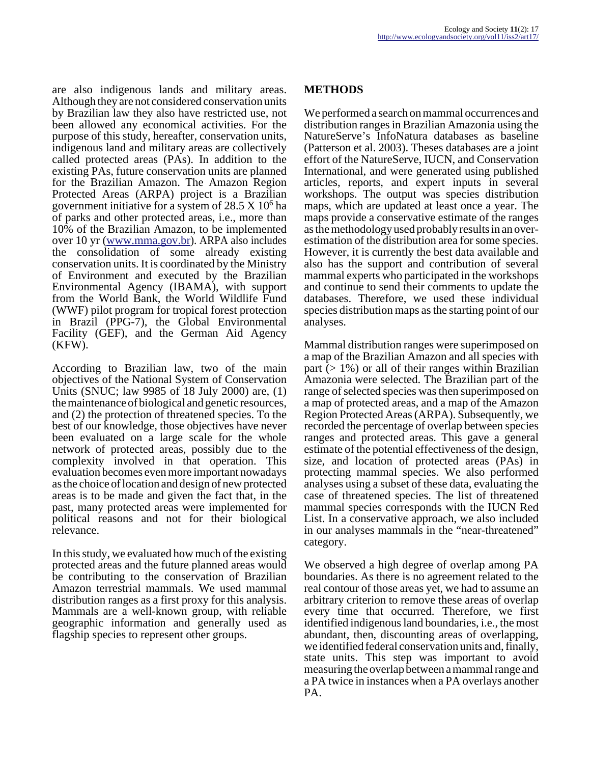are also indigenous lands and military areas. Although they are not considered conservation units by Brazilian law they also have restricted use, not been allowed any economical activities. For the purpose of this study, hereafter, conservation units, indigenous land and military areas are collectively called protected areas (PAs). In addition to the existing PAs, future conservation units are planned for the Brazilian Amazon. The Amazon Region Protected Areas (ARPA) project is a Brazilian government initiative for a system of 28.5 X $10^6$ ha of parks and other protected areas, i.e., more than 10% of the Brazilian Amazon, to be implemented over 10 yr (www.mma.gov.br). ARPA also includes the consolidation of some already existing conservation units. It is coordinated by the Ministry of Environment and executed by the Brazilian Environmental Agency (IBAMA), with support from the World Bank, the World Wildlife Fund (WWF) pilot program for tropical forest protection in Brazil (PPG-7), the Global Environmental Facility (GEF), and the German Aid Agency (KFW).

According to Brazilian law, two of the main objectives of the National System of Conservation Units (SNUC; law 9985 of 18 July 2000) are, (1) the maintenance of biological and genetic resources, and (2) the protection of threatened species. To the best of our knowledge, those objectives have never been evaluated on a large scale for the whole network of protected areas, possibly due to the complexity involved in that operation. This evaluation becomes even more important nowadays as the choice of location and design of new protected areas is to be made and given the fact that, in the past, many protected areas were implemented for political reasons and not for their biological relevance.

In this study, we evaluated how much of the existing protected areas and the future planned areas would be contributing to the conservation of Brazilian Amazon terrestrial mammals. We used mammal distribution ranges as a first proxy for this analysis. Mammals are a well-known group, with reliable geographic information and generally used as flagship species to represent other groups.

## METHODS

We performed a search on mammal occurrences and distribution ranges in Brazilian Amazonia using the NatureServe's InfoNatura databases as baseline (Patterson et al. 2003). Theses databases are a joint effort of the NatureServe, IUCN, and Conservation International, and were generated using published articles, reports, and expert inputs in several workshops. The output was species distribution maps, which are updated at least once a year. The maps provide a conservative estimate of the ranges as the methodology used probably results in an over-estimation of the distribution area for some species. However, it is currently the best data available and also has the support and contribution of several mammal experts who participated in the workshops and continue to send their comments to update the databases. Therefore, we used these individual species distribution maps as the starting point of our analyses.

Mammal distribution ranges were superimposed on a map of the Brazilian Amazon and all species with part (> 1%) or all of their ranges within Brazilian Amazonia were selected. The Brazilian part of the range of selected species was then superimposed on a map of protected areas, and a map of the Amazon Region Protected Areas (ARPA). Subsequently, we recorded the percentage of overlap between species ranges and protected areas. This gave a general estimate of the potential effectiveness of the design, size, and location of protected areas (PAs) in protecting mammal species. We also performed analyses using a subset of these data, evaluating the case of threatened species. The list of threatened mammal species corresponds with the IUCN Red List. In a conservative approach, we also included in our analyses mammals in the "near-threatened" category.

We observed a high degree of overlap among PA boundaries. As there is no agreement related to the real contour of those areas yet, we had to assume an arbitrary criterion to remove these areas of overlap every time that occurred. Therefore, we first identified indigenous land boundaries, i.e., the most abundant, then, discounting areas of overlapping, we identified federal conservation units and, finally, state units. This step was important to avoid measuring the overlap between a mammal range and a PA twice in instances when a PA overlays another PA.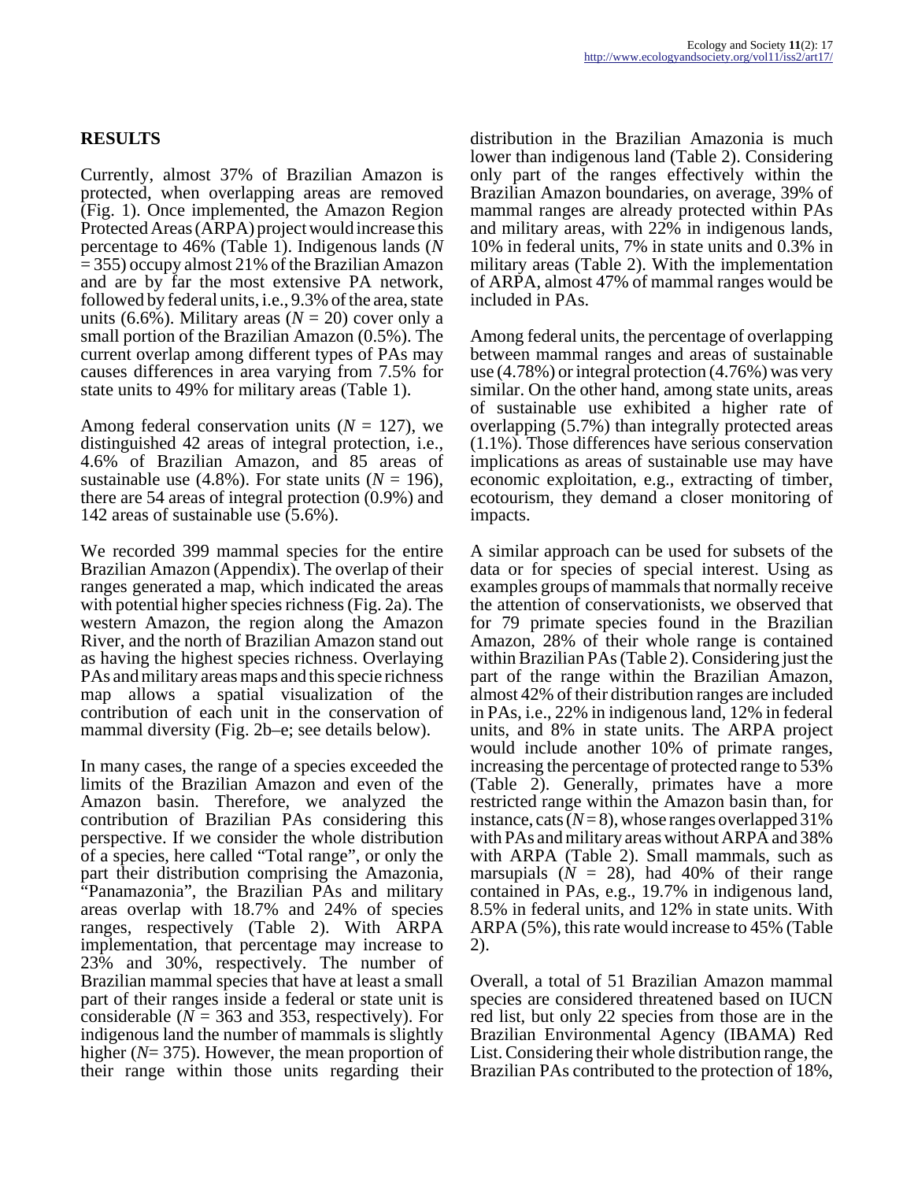## RESULTS

Currently, almost 37% of Brazilian Amazon is protected, when overlapping areas are removed (Fig. 1). Once implemented, the Amazon Region Protected Areas (ARPA) project would increase this percentage to 46% (Table 1). Indigenous lands (*N* = 355) occupy almost 21% of the Brazilian Amazon and are by far the most extensive PA network, followed by federal units, i.e., 9.3% of the area, state units (6.6%). Military areas (*N* = 20) cover only a small portion of the Brazilian Amazon (0.5%). The current overlap among different types of PAs may causes differences in area varying from 7.5% for state units to 49% for military areas (Table 1).

Among federal conservation units (*N* = 127), we distinguished 42 areas of integral protection, i.e., 4.6% of Brazilian Amazon, and 85 areas of sustainable use (4.8%). For state units (*N* = 196), there are 54 areas of integral protection (0.9%) and 142 areas of sustainable use (5.6%).

We recorded 399 mammal species for the entire Brazilian Amazon (Appendix). The overlap of their ranges generated a map, which indicated the areas with potential higher species richness (Fig. 2a). The western Amazon, the region along the Amazon River, and the north of Brazilian Amazon stand out as having the highest species richness. Overlaying PAs and military areas maps and this specie richness map allows a spatial visualization of the contribution of each unit in the conservation of mammal diversity (Fig. 2b–e; see details below).

In many cases, the range of a species exceeded the limits of the Brazilian Amazon and even of the Amazon basin. Therefore, we analyzed the contribution of Brazilian PAs considering this perspective. If we consider the whole distribution of a species, here called "Total range", or only the part their distribution comprising the Amazonia, "Panamazonia", the Brazilian PAs and military areas overlap with 18.7% and 24% of species ranges, respectively (Table 2). With ARPA implementation, that percentage may increase to 23% and 30%, respectively. The number of Brazilian mammal species that have at least a small part of their ranges inside a federal or state unit is considerable (*N* = 363 and 353, respectively). For indigenous land the number of mammals is slightly higher (*N*= 375). However, the mean proportion of their range within those units regarding their distribution in the Brazilian Amazonia is much lower than indigenous land (Table 2). Considering only part of the ranges effectively within the Brazilian Amazon boundaries, on average, 39% of mammal ranges are already protected within PAs and military areas, with 22% in indigenous lands, 10% in federal units, 7% in state units and 0.3% in military areas (Table 2). With the implementation of ARPA, almost 47% of mammal ranges would be included in PAs.

Among federal units, the percentage of overlapping between mammal ranges and areas of sustainable use (4.78%) or integral protection (4.76%) was very similar. On the other hand, among state units, areas of sustainable use exhibited a higher rate of overlapping (5.7%) than integrally protected areas (1.1%). Those differences have serious conservation implications as areas of sustainable use may have economic exploitation, e.g., extracting of timber, ecotourism, they demand a closer monitoring of impacts.

A similar approach can be used for subsets of the data or for species of special interest. Using as examples groups of mammals that normally receive the attention of conservationists, we observed that for 79 primate species found in the Brazilian Amazon, 28% of their whole range is contained within Brazilian PAs (Table 2). Considering just the part of the range within the Brazilian Amazon, almost 42% of their distribution ranges are included in PAs, i.e., 22% in indigenous land, 12% in federal units, and 8% in state units. The ARPA project would include another 10% of primate ranges, increasing the percentage of protected range to 53% (Table 2). Generally, primates have a more restricted range within the Amazon basin than, for instance, cats (*N* = 8), whose ranges overlapped 31% with PAs and military areas without ARPA and 38% with ARPA (Table 2). Small mammals, such as marsupials (*N* = 28), had 40% of their range contained in PAs, e.g., 19.7% in indigenous land, 8.5% in federal units, and 12% in state units. With ARPA (5%), this rate would increase to 45% (Table 2).

Overall, a total of 51 Brazilian Amazon mammal species are considered threatened based on IUCN red list, but only 22 species from those are in the Brazilian Environmental Agency (IBAMA) Red List. Considering their whole distribution range, the Brazilian PAs contributed to the protection of 18%,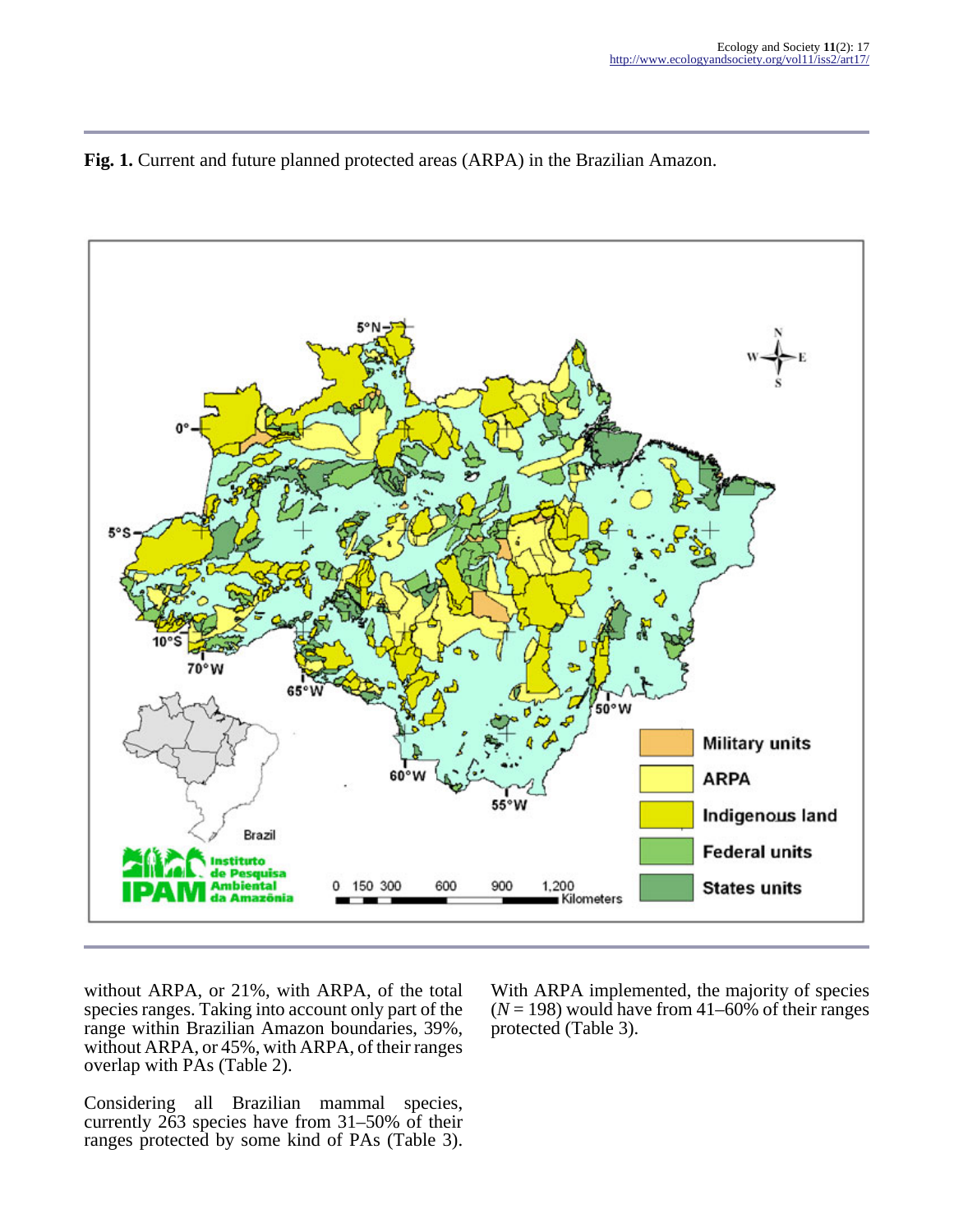**Fig. 1.** Current and future planned protected areas (ARPA) in the Brazilian Amazon.

without ARPA, or 21%, with ARPA, of the total species ranges. Taking into account only part of the range within Brazilian Amazon boundaries, 39%, without ARPA, or 45%, with ARPA, of their ranges overlap with PAs (Table 2).

Considering all Brazilian mammal species, currently 263 species have from 31–50% of their ranges protected by some kind of PAs (Table 3). With ARPA implemented, the majority of species ($N = 198$) would have from 41–60% of their ranges protected (Table 3).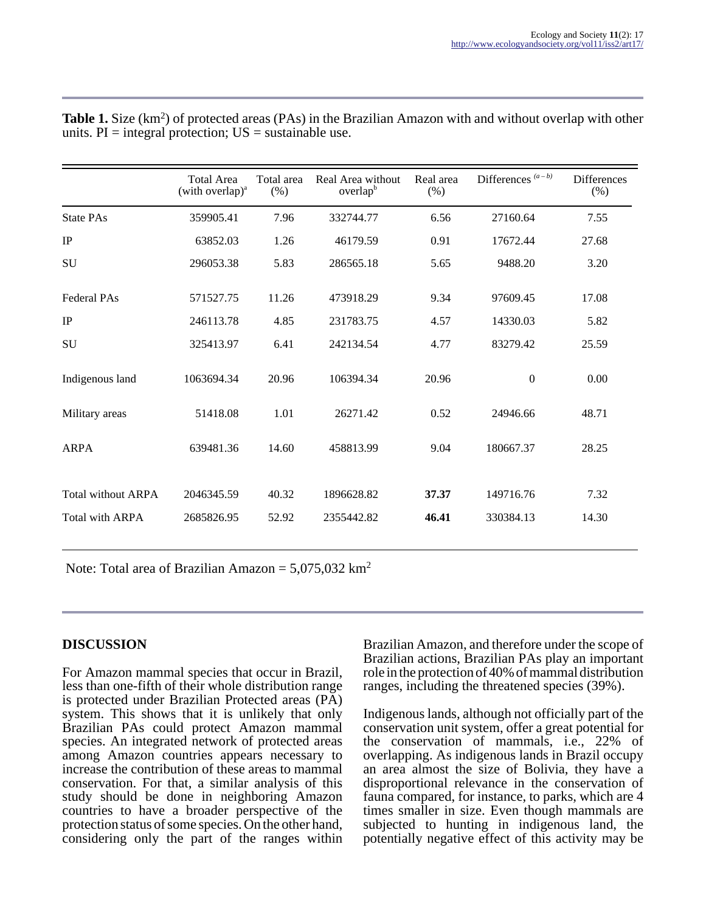**Table 1.** Size (km$^2$) of protected areas (PAs) in the Brazilian Amazon with and without overlap with other units. PI = integral protection; US = sustainable use.

| | Total Area (with overlap)[a] | Total area (%) | Real Area without overlap[b] | Real area (%) | Differences $^{(a-b)}$ | Differences (%) |
|---|---|---|---|---|---|---|
| State PAs | 359905.41 | 7.96 | 332744.77 | 6.56 | 27160.64 | 7.55 |
| IP | 63852.03 | 1.26 | 46179.59 | 0.91 | 17672.44 | 27.68 |
| SU | 296053.38 | 5.83 | 286565.18 | 5.65 | 9488.20 | 3.20 |
| Federal PAs | 571527.75 | 11.26 | 473918.29 | 9.34 | 97609.45 | 17.08 |
| IP | 246113.78 | 4.85 | 231783.75 | 4.57 | 14330.03 | 5.82 |
| SU | 325413.97 | 6.41 | 242134.54 | 4.77 | 83279.42 | 25.59 |
| Indigenous land | 1063694.34 | 20.96 | 106394.34 | 20.96 | 0 | 0.00 |
| Military areas | 51418.08 | 1.01 | 26271.42 | 0.52 | 24946.66 | 48.71 |
| ARPA | 639481.36 | 14.60 | 458813.99 | 9.04 | 180667.37 | 28.25 |
| Total without ARPA | 2046345.59 | 40.32 | 1896628.82 | **37.37** | 149716.76 | 7.32 |
| Total with ARPA | 2685826.95 | 52.92 | 2355442.82 | **46.41** | 330384.13 | 14.30 |

Note: Total area of Brazilian Amazon = 5,075,032 km$^2$

## DISCUSSION

For Amazon mammal species that occur in Brazil, less than one-fifth of their whole distribution range is protected under Brazilian Protected areas (PA) system. This shows that it is unlikely that only Brazilian PAs could protect Amazon mammal species. An integrated network of protected areas among Amazon countries appears necessary to increase the contribution of these areas to mammal conservation. For that, a similar analysis of this study should be done in neighboring Amazon countries to have a broader perspective of the protection status of some species. On the other hand, considering only the part of the ranges within Brazilian Amazon, and therefore under the scope of Brazilian actions, Brazilian PAs play an important role in the protection of 40% of mammal distribution ranges, including the threatened species (39%).

Indigenous lands, although not officially part of the conservation unit system, offer a great potential for the conservation of mammals, i.e., 22% of overlapping. As indigenous lands in Brazil occupy an area almost the size of Bolivia, they have a disproportional relevance in the conservation of fauna compared, for instance, to parks, which are 4 times smaller in size. Even though mammals are subjected to hunting in indigenous land, the potentially negative effect of this activity may be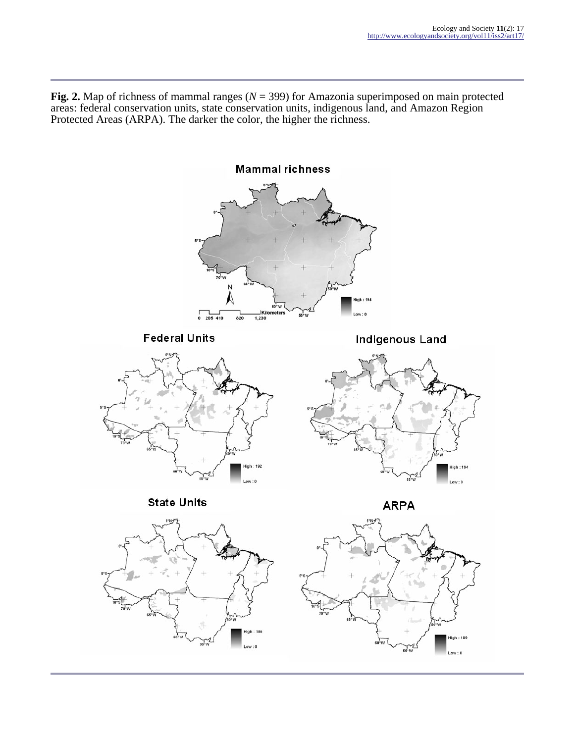**Fig. 2.** Map of richness of mammal ranges ($N$ = 399) for Amazonia superimposed on main protected areas: federal conservation units, state conservation units, indigenous land, and Amazon Region Protected Areas (ARPA). The darker the color, the higher the richness.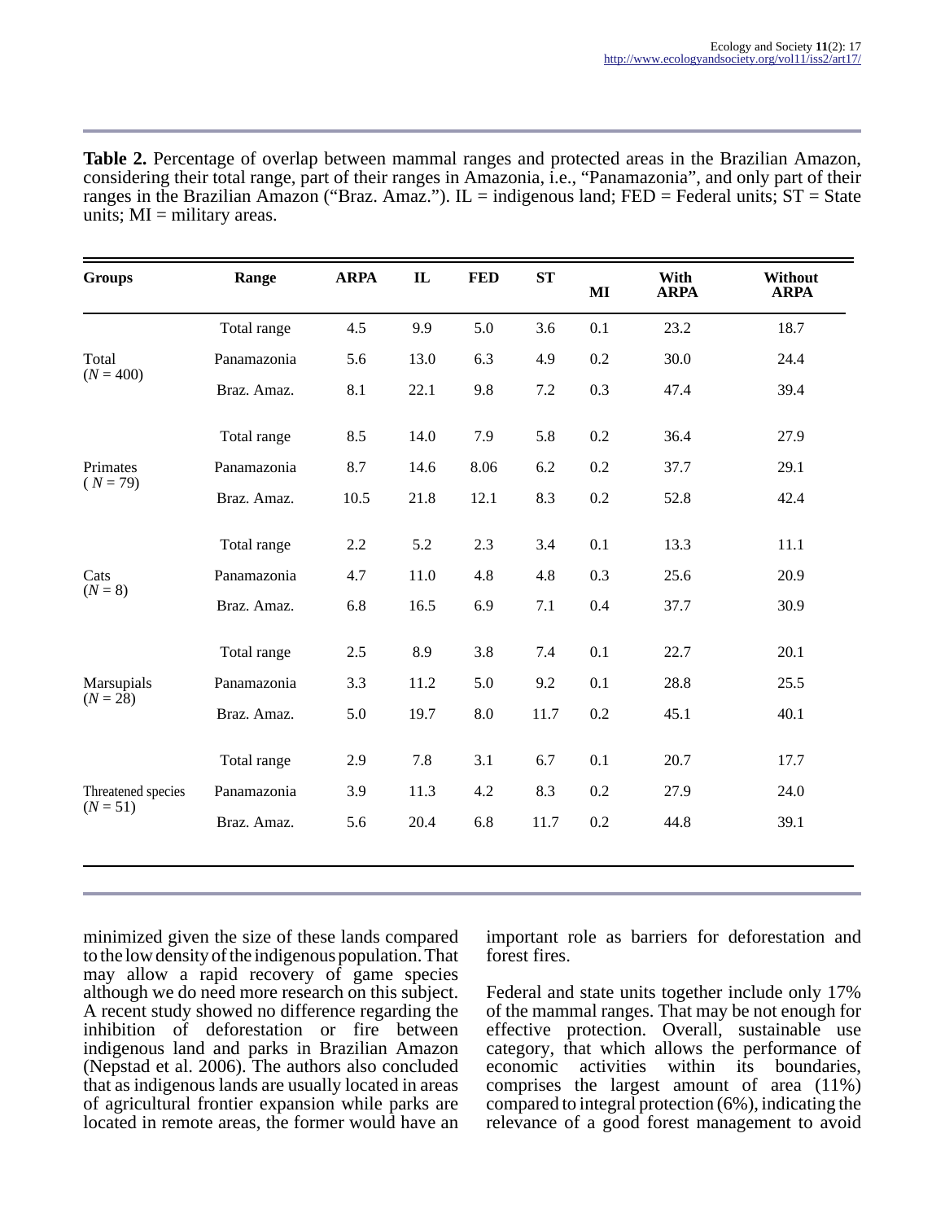**Table 2.** Percentage of overlap between mammal ranges and protected areas in the Brazilian Amazon, considering their total range, part of their ranges in Amazonia, i.e., "Panamazonia", and only part of their ranges in the Brazilian Amazon ("Braz. Amaz."). IL = indigenous land; FED = Federal units; ST = State units; MI = military areas.

| Groups | Range | ARPA | IL | FED | ST | MI | With ARPA | Without ARPA |
|---|---|---|---|---|---|---|---|---|
| Total ($N$ = 400) | Total range | 4.5 | 9.9 | 5.0 | 3.6 | 0.1 | 23.2 | 18.7 |
| | Panamazonia | 5.6 | 13.0 | 6.3 | 4.9 | 0.2 | 30.0 | 24.4 |
| | Braz. Amaz. | 8.1 | 22.1 | 9.8 | 7.2 | 0.3 | 47.4 | 39.4 |
| Primates ($N$ = 79) | Total range | 8.5 | 14.0 | 7.9 | 5.8 | 0.2 | 36.4 | 27.9 |
| | Panamazonia | 8.7 | 14.6 | 8.06 | 6.2 | 0.2 | 37.7 | 29.1 |
| | Braz. Amaz. | 10.5 | 21.8 | 12.1 | 8.3 | 0.2 | 52.8 | 42.4 |
| Cats ($N$ = 8) | Total range | 2.2 | 5.2 | 2.3 | 3.4 | 0.1 | 13.3 | 11.1 |
| | Panamazonia | 4.7 | 11.0 | 4.8 | 4.8 | 0.3 | 25.6 | 20.9 |
| | Braz. Amaz. | 6.8 | 16.5 | 6.9 | 7.1 | 0.4 | 37.7 | 30.9 |
| Marsupials ($N$ = 28) | Total range | 2.5 | 8.9 | 3.8 | 7.4 | 0.1 | 22.7 | 20.1 |
| | Panamazonia | 3.3 | 11.2 | 5.0 | 9.2 | 0.1 | 28.8 | 25.5 |
| | Braz. Amaz. | 5.0 | 19.7 | 8.0 | 11.7 | 0.2 | 45.1 | 40.1 |
| Threatened species ($N$ = 51) | Total range | 2.9 | 7.8 | 3.1 | 6.7 | 0.1 | 20.7 | 17.7 |
| | Panamazonia | 3.9 | 11.3 | 4.2 | 8.3 | 0.2 | 27.9 | 24.0 |
| | Braz. Amaz. | 5.6 | 20.4 | 6.8 | 11.7 | 0.2 | 44.8 | 39.1 |

minimized given the size of these lands compared to the low density of the indigenous population. That may allow a rapid recovery of game species although we do need more research on this subject. A recent study showed no difference regarding the inhibition of deforestation or fire between indigenous land and parks in Brazilian Amazon (Nepstad et al. 2006). The authors also concluded that as indigenous lands are usually located in areas of agricultural frontier expansion while parks are located in remote areas, the former would have an important role as barriers for deforestation and forest fires.

Federal and state units together include only 17% of the mammal ranges. That may be not enough for effective protection. Overall, sustainable use category, that which allows the performance of economic activities within its boundaries, comprises the largest amount of area (11%) compared to integral protection (6%), indicating the relevance of a good forest management to avoid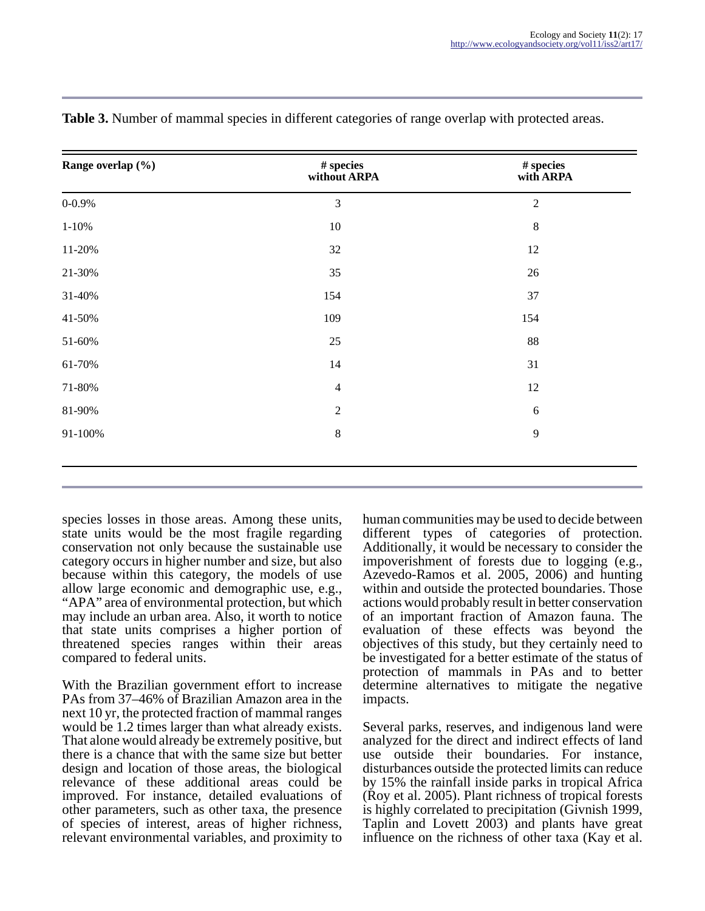**Table 3.** Number of mammal species in different categories of range overlap with protected areas.

| Range overlap (%) | # species without ARPA | # species with ARPA |
|---|---|---|
| 0-0.9% | 3 | 2 |
| 1-10% | 10 | 8 |
| 11-20% | 32 | 12 |
| 21-30% | 35 | 26 |
| 31-40% | 154 | 37 |
| 41-50% | 109 | 154 |
| 51-60% | 25 | 88 |
| 61-70% | 14 | 31 |
| 71-80% | 4 | 12 |
| 81-90% | 2 | 6 |
| 91-100% | 8 | 9 |

species losses in those areas. Among these units, state units would be the most fragile regarding conservation not only because the sustainable use category occurs in higher number and size, but also because within this category, the models of use allow large economic and demographic use, e.g., "APA" area of environmental protection, but which may include an urban area. Also, it worth to notice that state units comprises a higher portion of threatened species ranges within their areas compared to federal units.

With the Brazilian government effort to increase PAs from 37–46% of Brazilian Amazon area in the next 10 yr, the protected fraction of mammal ranges would be 1.2 times larger than what already exists. That alone would already be extremely positive, but there is a chance that with the same size but better design and location of those areas, the biological relevance of these additional areas could be improved. For instance, detailed evaluations of other parameters, such as other taxa, the presence of species of interest, areas of higher richness, relevant environmental variables, and proximity to human communities may be used to decide between different types of categories of protection. Additionally, it would be necessary to consider the impoverishment of forests due to logging (e.g., Azevedo-Ramos et al. 2005, 2006) and hunting within and outside the protected boundaries. Those actions would probably result in better conservation of an important fraction of Amazon fauna. The evaluation of these effects was beyond the objectives of this study, but they certainly need to be investigated for a better estimate of the status of protection of mammals in PAs and to better determine alternatives to mitigate the negative impacts.

Several parks, reserves, and indigenous land were analyzed for the direct and indirect effects of land use outside their boundaries. For instance, disturbances outside the protected limits can reduce by 15% the rainfall inside parks in tropical Africa (Roy et al. 2005). Plant richness of tropical forests is highly correlated to precipitation (Givnish 1999, Taplin and Lovett 2003) and plants have great influence on the richness of other taxa (Kay et al.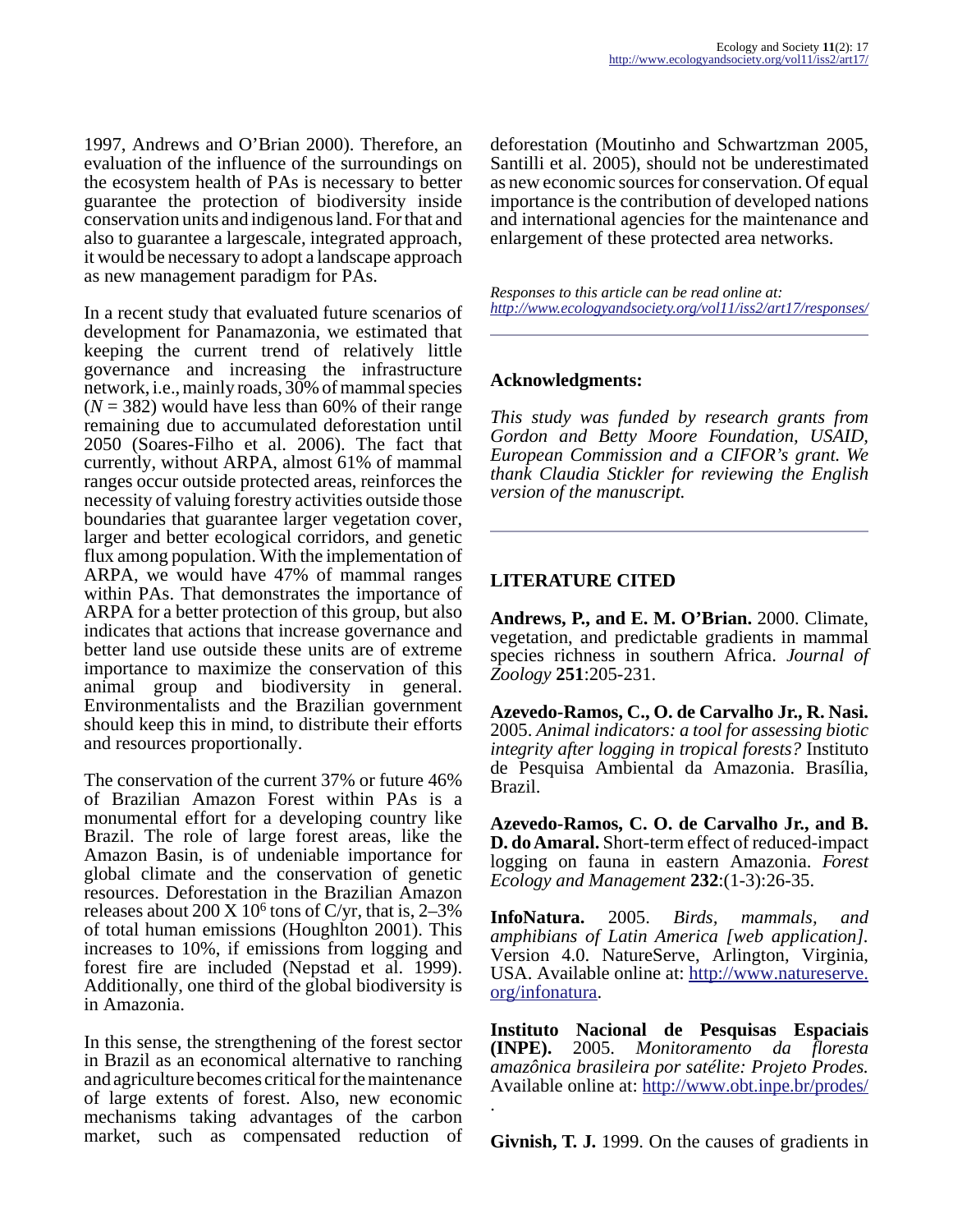1997, Andrews and O'Brian 2000). Therefore, an evaluation of the influence of the surroundings on the ecosystem health of PAs is necessary to better guarantee the protection of biodiversity inside conservation units and indigenous land. For that and also to guarantee a largescale, integrated approach, it would be necessary to adopt a landscape approach as new management paradigm for PAs.

In a recent study that evaluated future scenarios of development for Panamazonia, we estimated that keeping the current trend of relatively little governance and increasing the infrastructure network, i.e., mainly roads, 30% of mammal species ($N = 382$) would have less than 60% of their range remaining due to accumulated deforestation until 2050 (Soares-Filho et al. 2006). The fact that currently, without ARPA, almost 61% of mammal ranges occur outside protected areas, reinforces the necessity of valuing forestry activities outside those boundaries that guarantee larger vegetation cover, larger and better ecological corridors, and genetic flux among population. With the implementation of ARPA, we would have 47% of mammal ranges within PAs. That demonstrates the importance of ARPA for a better protection of this group, but also indicates that actions that increase governance and better land use outside these units are of extreme importance to maximize the conservation of this animal group and biodiversity in general. Environmentalists and the Brazilian government should keep this in mind, to distribute their efforts and resources proportionally.

The conservation of the current 37% or future 46% of Brazilian Amazon Forest within PAs is a monumental effort for a developing country like Brazil. The role of large forest areas, like the Amazon Basin, is of undeniable importance for global climate and the conservation of genetic resources. Deforestation in the Brazilian Amazon releases about $200 \times 10^6$ tons of C/yr, that is, 2–3% of total human emissions (Houghlton 2001). This increases to 10%, if emissions from logging and forest fire are included (Nepstad et al. 1999). Additionally, one third of the global biodiversity is in Amazonia.

In this sense, the strengthening of the forest sector in Brazil as an economical alternative to ranching and agriculture becomes critical for the maintenance of large extents of forest. Also, new economic mechanisms taking advantages of the carbon market, such as compensated reduction of deforestation (Moutinho and Schwartzman 2005, Santilli et al. 2005), should not be underestimated as new economic sources for conservation. Of equal importance is the contribution of developed nations and international agencies for the maintenance and enlargement of these protected area networks.

*Responses to this article can be read online at:*
*http://www.ecologyandsociety.org/vol11/iss2/art17/responses/*

## Acknowledgments:

*This study was funded by research grants from Gordon and Betty Moore Foundation, USAID, European Commission and a CIFOR's grant. We thank Claudia Stickler for reviewing the English version of the manuscript.*

## LITERATURE CITED

**Andrews, P., and E. M. O'Brian.** 2000. Climate, vegetation, and predictable gradients in mammal species richness in southern Africa. *Journal of Zoology* **251**:205-231.

**Azevedo-Ramos, C., O. de Carvalho Jr., R. Nasi.** 2005. *Animal indicators: a tool for assessing biotic integrity after logging in tropical forests?* Instituto de Pesquisa Ambiental da Amazonia. Brasília, Brazil.

**Azevedo-Ramos, C. O. de Carvalho Jr., and B. D. do Amaral.** Short-term effect of reduced-impact logging on fauna in eastern Amazonia. *Forest Ecology and Management* **232**:(1-3):26-35.

**InfoNatura.** 2005. *Birds, mammals, and amphibians of Latin America [web application].* Version 4.0. NatureServe, Arlington, Virginia, USA. Available online at: http://www.natureserve.org/infonatura.

**Instituto Nacional de Pesquisas Espaciais (INPE).** 2005. *Monitoramento da floresta amazônica brasileira por satélite: Projeto Prodes.* Available online at: http://www.obt.inpe.br/prodes/ .

**Givnish, T. J.** 1999. On the causes of gradients in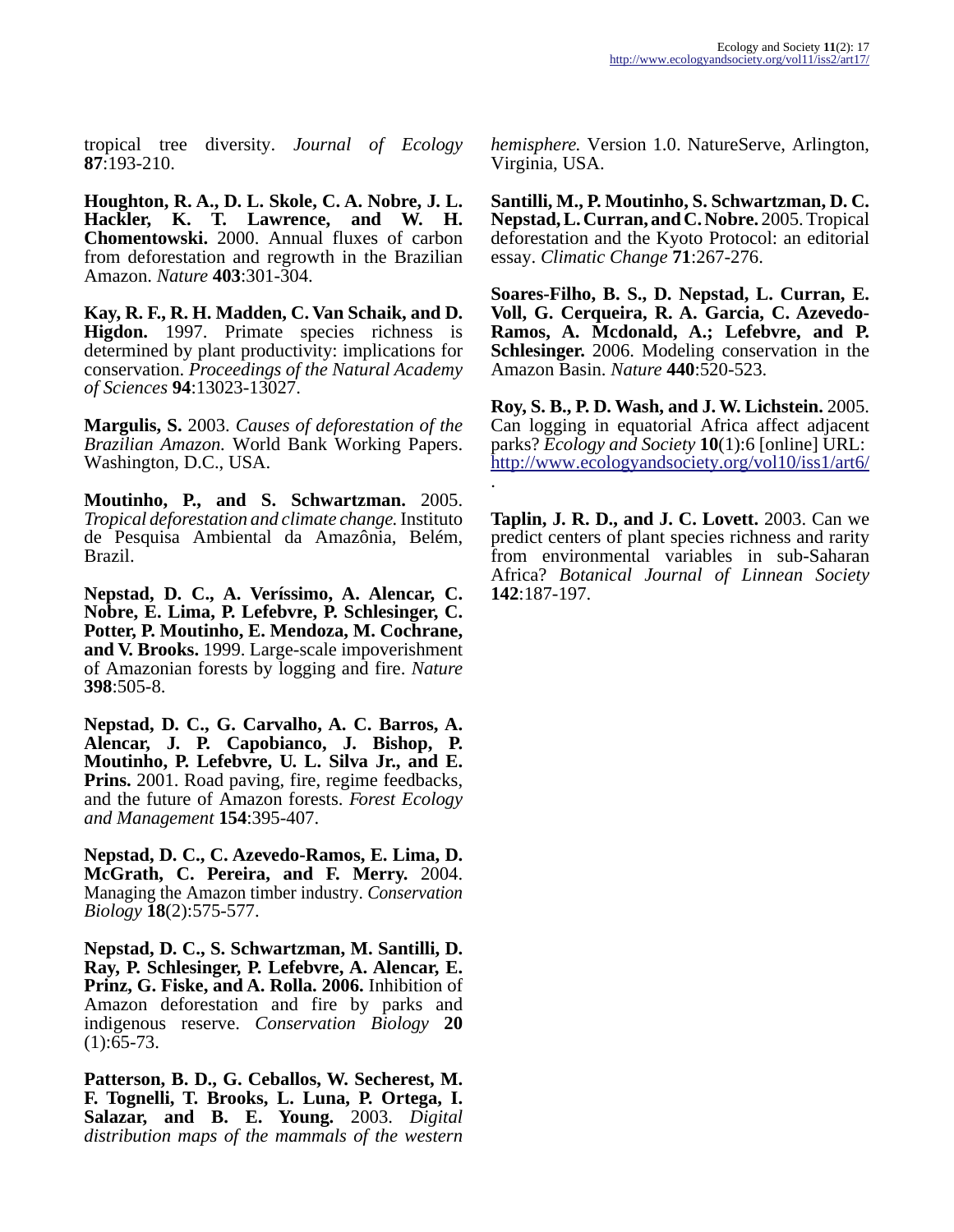tropical tree diversity. *Journal of Ecology* **87**:193-210.

**Houghton, R. A., D. L. Skole, C. A. Nobre, J. L. Hackler, K. T. Lawrence, and W. H. Chomentowski.** 2000. Annual fluxes of carbon from deforestation and regrowth in the Brazilian Amazon. *Nature* **403**:301-304.

**Kay, R. F., R. H. Madden, C. Van Schaik, and D. Higdon.** 1997. Primate species richness is determined by plant productivity: implications for conservation. *Proceedings of the Natural Academy of Sciences* **94**:13023-13027.

**Margulis, S.** 2003. *Causes of deforestation of the Brazilian Amazon.* World Bank Working Papers. Washington, D.C., USA.

**Moutinho, P., and S. Schwartzman.** 2005. *Tropical deforestation and climate change.* Instituto de Pesquisa Ambiental da Amazônia, Belém, Brazil.

**Nepstad, D. C., A. Veríssimo, A. Alencar, C. Nobre, E. Lima, P. Lefebvre, P. Schlesinger, C. Potter, P. Moutinho, E. Mendoza, M. Cochrane, and V. Brooks.** 1999. Large-scale impoverishment of Amazonian forests by logging and fire. *Nature* **398**:505-8.

**Nepstad, D. C., G. Carvalho, A. C. Barros, A. Alencar, J. P. Capobianco, J. Bishop, P. Moutinho, P. Lefebvre, U. L. Silva Jr., and E. Prins.** 2001. Road paving, fire, regime feedbacks, and the future of Amazon forests. *Forest Ecology and Management* **154**:395-407.

**Nepstad, D. C., C. Azevedo-Ramos, E. Lima, D. McGrath, C. Pereira, and F. Merry.** 2004. Managing the Amazon timber industry. *Conservation Biology* **18**(2):575-577.

**Nepstad, D. C., S. Schwartzman, M. Santilli, D. Ray, P. Schlesinger, P. Lefebvre, A. Alencar, E. Prinz, G. Fiske, and A. Rolla. 2006.** Inhibition of Amazon deforestation and fire by parks and indigenous reserve. *Conservation Biology* **20** (1):65-73.

**Patterson, B. D., G. Ceballos, W. Secherest, M. F. Tognelli, T. Brooks, L. Luna, P. Ortega, I. Salazar, and B. E. Young.** 2003. *Digital distribution maps of the mammals of the western hemisphere.* Version 1.0. NatureServe, Arlington, Virginia, USA.

**Santilli, M., P. Moutinho, S. Schwartzman, D. C. Nepstad, L. Curran, and C. Nobre.** 2005. Tropical deforestation and the Kyoto Protocol: an editorial essay. *Climatic Change* **71**:267-276.

**Soares-Filho, B. S., D. Nepstad, L. Curran, E. Voll, G. Cerqueira, R. A. Garcia, C. Azevedo-Ramos, A. Mcdonald, A.; Lefebvre, and P. Schlesinger.** 2006. Modeling conservation in the Amazon Basin. *Nature* **440**:520-523.

**Roy, S. B., P. D. Wash, and J. W. Lichstein.** 2005. Can logging in equatorial Africa affect adjacent parks? *Ecology and Society* **10**(1):6 [online] URL: http://www.ecologyandsociety.org/vol10/iss1/art6/.

**Taplin, J. R. D., and J. C. Lovett.** 2003. Can we predict centers of plant species richness and rarity from environmental variables in sub-Saharan Africa? *Botanical Journal of Linnean Society* **142**:187-197.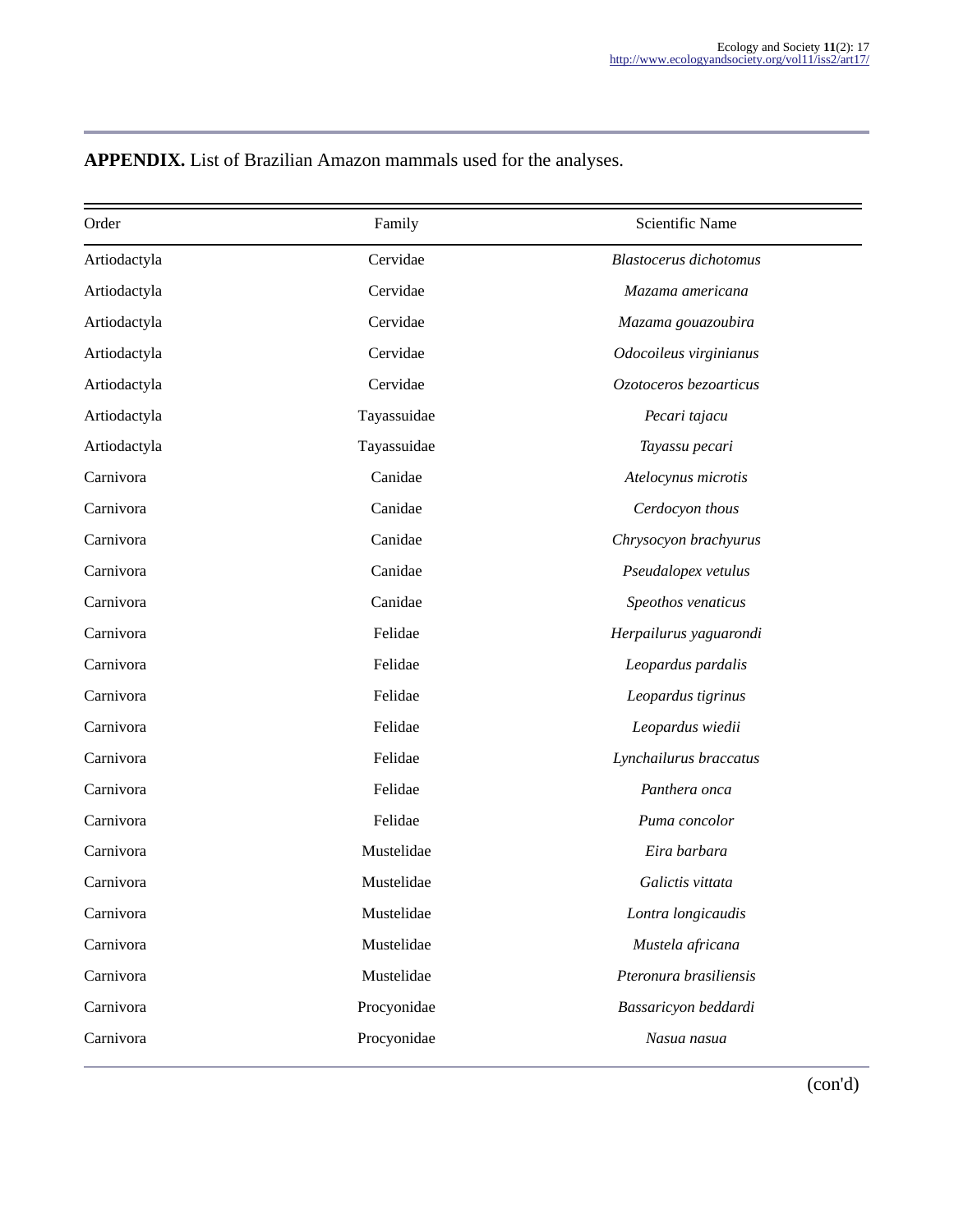**APPENDIX.** List of Brazilian Amazon mammals used for the analyses.

| Order | Family | Scientific Name |
| --- | --- | --- |
| Artiodactyla | Cervidae | *Blastocerus dichotomus* |
| Artiodactyla | Cervidae | *Mazama americana* |
| Artiodactyla | Cervidae | *Mazama gouazoubira* |
| Artiodactyla | Cervidae | *Odocoileus virginianus* |
| Artiodactyla | Cervidae | *Ozotoceros bezoarticus* |
| Artiodactyla | Tayassuidae | *Pecari tajacu* |
| Artiodactyla | Tayassuidae | *Tayassu pecari* |
| Carnivora | Canidae | *Atelocynus microtis* |
| Carnivora | Canidae | *Cerdocyon thous* |
| Carnivora | Canidae | *Chrysocyon brachyurus* |
| Carnivora | Canidae | *Pseudalopex vetulus* |
| Carnivora | Canidae | *Speothos venaticus* |
| Carnivora | Felidae | *Herpailurus yaguarondi* |
| Carnivora | Felidae | *Leopardus pardalis* |
| Carnivora | Felidae | *Leopardus tigrinus* |
| Carnivora | Felidae | *Leopardus wiedii* |
| Carnivora | Felidae | *Lynchailurus braccatus* |
| Carnivora | Felidae | *Panthera onca* |
| Carnivora | Felidae | *Puma concolor* |
| Carnivora | Mustelidae | *Eira barbara* |
| Carnivora | Mustelidae | *Galictis vittata* |
| Carnivora | Mustelidae | *Lontra longicaudis* |
| Carnivora | Mustelidae | *Mustela africana* |
| Carnivora | Mustelidae | *Pteronura brasiliensis* |
| Carnivora | Procyonidae | *Bassaricyon beddardi* |
| Carnivora | Procyonidae | *Nasua nasua* |

(con'd)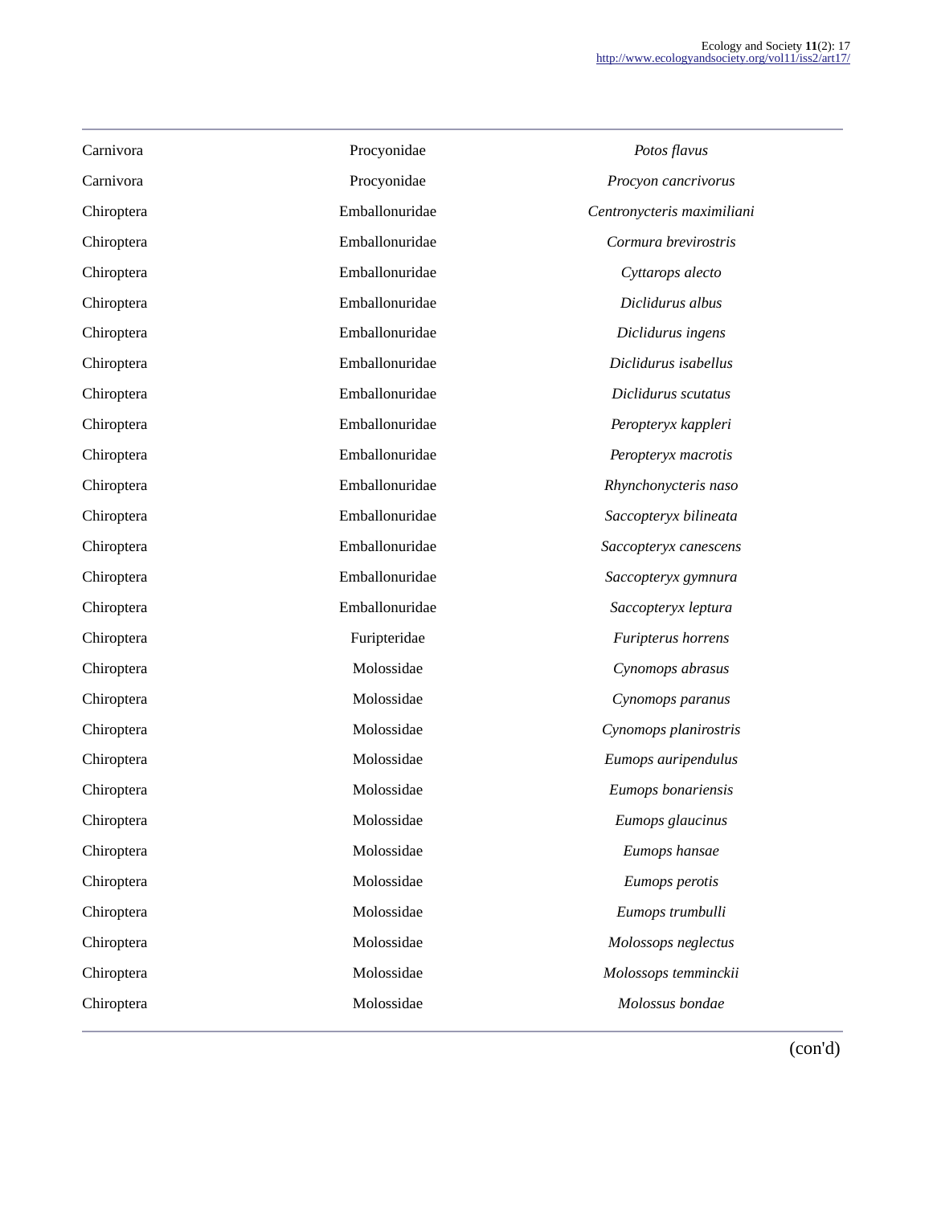| | | |
|---|---|---|
| Carnivora | Procyonidae | *Potos flavus* |
| Carnivora | Procyonidae | *Procyon cancrivorus* |
| Chiroptera | Emballonuridae | *Centronycteris maximiliani* |
| Chiroptera | Emballonuridae | *Cormura brevirostris* |
| Chiroptera | Emballonuridae | *Cyttarops alecto* |
| Chiroptera | Emballonuridae | *Diclidurus albus* |
| Chiroptera | Emballonuridae | *Diclidurus ingens* |
| Chiroptera | Emballonuridae | *Diclidurus isabellus* |
| Chiroptera | Emballonuridae | *Diclidurus scutatus* |
| Chiroptera | Emballonuridae | *Peropteryx kappleri* |
| Chiroptera | Emballonuridae | *Peropteryx macrotis* |
| Chiroptera | Emballonuridae | *Rhynchonycteris naso* |
| Chiroptera | Emballonuridae | *Saccopteryx bilineata* |
| Chiroptera | Emballonuridae | *Saccopteryx canescens* |
| Chiroptera | Emballonuridae | *Saccopteryx gymnura* |
| Chiroptera | Emballonuridae | *Saccopteryx leptura* |
| Chiroptera | Furipteridae | *Furipterus horrens* |
| Chiroptera | Molossidae | *Cynomops abrasus* |
| Chiroptera | Molossidae | *Cynomops paranus* |
| Chiroptera | Molossidae | *Cynomops planirostris* |
| Chiroptera | Molossidae | *Eumops auripendulus* |
| Chiroptera | Molossidae | *Eumops bonariensis* |
| Chiroptera | Molossidae | *Eumops glaucinus* |
| Chiroptera | Molossidae | *Eumops hansae* |
| Chiroptera | Molossidae | *Eumops perotis* |
| Chiroptera | Molossidae | *Eumops trumbulli* |
| Chiroptera | Molossidae | *Molossops neglectus* |
| Chiroptera | Molossidae | *Molossops temminckii* |
| Chiroptera | Molossidae | *Molossus bondae* |

(con'd)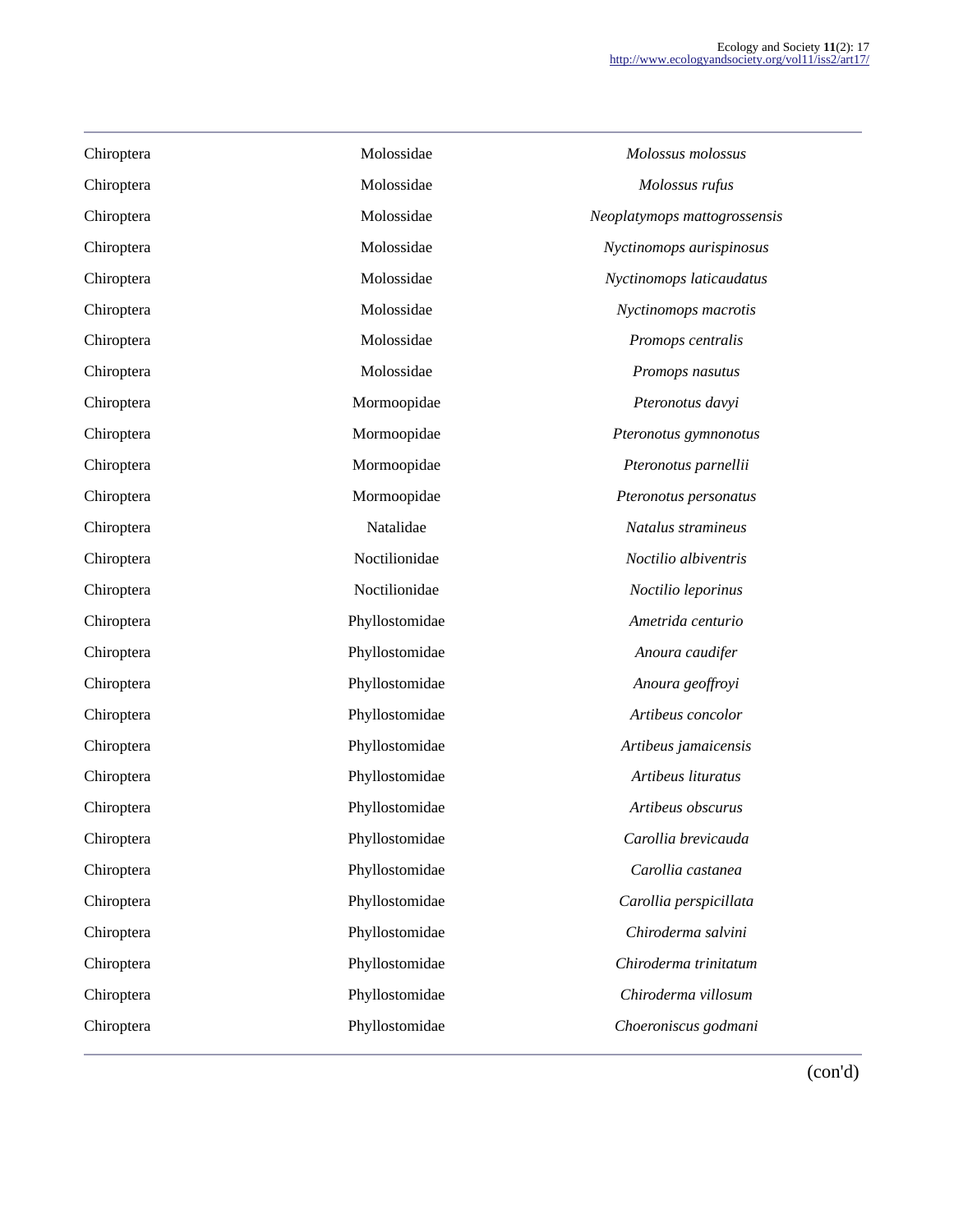| | | |
|---|---|---|
| Chiroptera | Molossidae | *Molossus molossus* |
| Chiroptera | Molossidae | *Molossus rufus* |
| Chiroptera | Molossidae | *Neoplatymops mattogrossensis* |
| Chiroptera | Molossidae | *Nyctinomops aurispinosus* |
| Chiroptera | Molossidae | *Nyctinomops laticaudatus* |
| Chiroptera | Molossidae | *Nyctinomops macrotis* |
| Chiroptera | Molossidae | *Promops centralis* |
| Chiroptera | Molossidae | *Promops nasutus* |
| Chiroptera | Mormoopidae | *Pteronotus davyi* |
| Chiroptera | Mormoopidae | *Pteronotus gymnonotus* |
| Chiroptera | Mormoopidae | *Pteronotus parnellii* |
| Chiroptera | Mormoopidae | *Pteronotus personatus* |
| Chiroptera | Natalidae | *Natalus stramineus* |
| Chiroptera | Noctilionidae | *Noctilio albiventris* |
| Chiroptera | Noctilionidae | *Noctilio leporinus* |
| Chiroptera | Phyllostomidae | *Ametrida centurio* |
| Chiroptera | Phyllostomidae | *Anoura caudifer* |
| Chiroptera | Phyllostomidae | *Anoura geoffroyi* |
| Chiroptera | Phyllostomidae | *Artibeus concolor* |
| Chiroptera | Phyllostomidae | *Artibeus jamaicensis* |
| Chiroptera | Phyllostomidae | *Artibeus lituratus* |
| Chiroptera | Phyllostomidae | *Artibeus obscurus* |
| Chiroptera | Phyllostomidae | *Carollia brevicauda* |
| Chiroptera | Phyllostomidae | *Carollia castanea* |
| Chiroptera | Phyllostomidae | *Carollia perspicillata* |
| Chiroptera | Phyllostomidae | *Chiroderma salvini* |
| Chiroptera | Phyllostomidae | *Chiroderma trinitatum* |
| Chiroptera | Phyllostomidae | *Chiroderma villosum* |
| Chiroptera | Phyllostomidae | *Choeroniscus godmani* |

(con'd)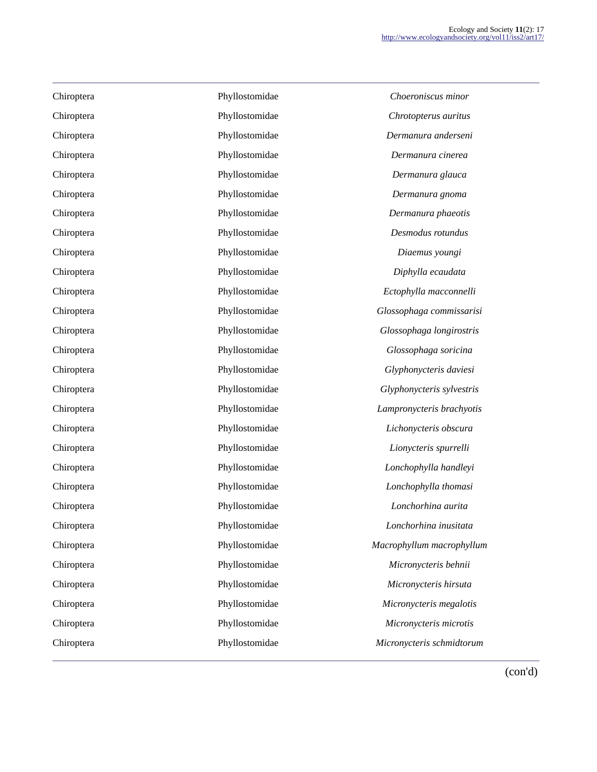| | | |
|---|---|---|
| Chiroptera | Phyllostomidae | *Choeroniscus minor* |
| Chiroptera | Phyllostomidae | *Chrotopterus auritus* |
| Chiroptera | Phyllostomidae | *Dermanura anderseni* |
| Chiroptera | Phyllostomidae | *Dermanura cinerea* |
| Chiroptera | Phyllostomidae | *Dermanura glauca* |
| Chiroptera | Phyllostomidae | *Dermanura gnoma* |
| Chiroptera | Phyllostomidae | *Dermanura phaeotis* |
| Chiroptera | Phyllostomidae | *Desmodus rotundus* |
| Chiroptera | Phyllostomidae | *Diaemus youngi* |
| Chiroptera | Phyllostomidae | *Diphylla ecaudata* |
| Chiroptera | Phyllostomidae | *Ectophylla macconnelli* |
| Chiroptera | Phyllostomidae | *Glossophaga commissarisi* |
| Chiroptera | Phyllostomidae | *Glossophaga longirostris* |
| Chiroptera | Phyllostomidae | *Glossophaga soricina* |
| Chiroptera | Phyllostomidae | *Glyphonycteris daviesi* |
| Chiroptera | Phyllostomidae | *Glyphonycteris sylvestris* |
| Chiroptera | Phyllostomidae | *Lampronycteris brachyotis* |
| Chiroptera | Phyllostomidae | *Lichonycteris obscura* |
| Chiroptera | Phyllostomidae | *Lionycteris spurrelli* |
| Chiroptera | Phyllostomidae | *Lonchophylla handleyi* |
| Chiroptera | Phyllostomidae | *Lonchophylla thomasi* |
| Chiroptera | Phyllostomidae | *Lonchorhina aurita* |
| Chiroptera | Phyllostomidae | *Lonchorhina inusitata* |
| Chiroptera | Phyllostomidae | *Macrophyllum macrophyllum* |
| Chiroptera | Phyllostomidae | *Micronycteris behnii* |
| Chiroptera | Phyllostomidae | *Micronycteris hirsuta* |
| Chiroptera | Phyllostomidae | *Micronycteris megalotis* |
| Chiroptera | Phyllostomidae | *Micronycteris microtis* |
| Chiroptera | Phyllostomidae | *Micronycteris schmidtorum* |

(con'd)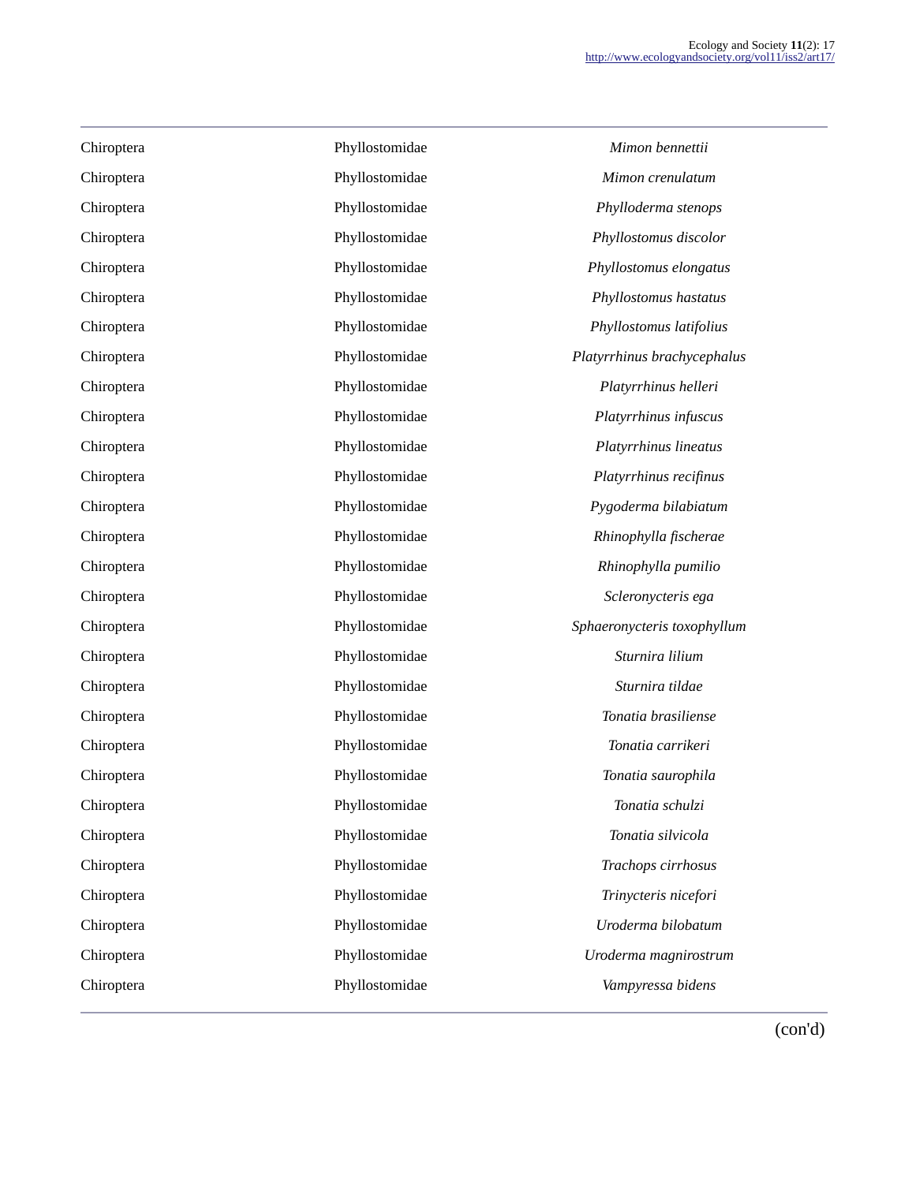| | | |
|---|---|---|
| Chiroptera | Phyllostomidae | *Mimon bennettii* |
| Chiroptera | Phyllostomidae | *Mimon crenulatum* |
| Chiroptera | Phyllostomidae | *Phylloderma stenops* |
| Chiroptera | Phyllostomidae | *Phyllostomus discolor* |
| Chiroptera | Phyllostomidae | *Phyllostomus elongatus* |
| Chiroptera | Phyllostomidae | *Phyllostomus hastatus* |
| Chiroptera | Phyllostomidae | *Phyllostomus latifolius* |
| Chiroptera | Phyllostomidae | *Platyrrhinus brachycephalus* |
| Chiroptera | Phyllostomidae | *Platyrrhinus helleri* |
| Chiroptera | Phyllostomidae | *Platyrrhinus infuscus* |
| Chiroptera | Phyllostomidae | *Platyrrhinus lineatus* |
| Chiroptera | Phyllostomidae | *Platyrrhinus recifinus* |
| Chiroptera | Phyllostomidae | *Pygoderma bilabiatum* |
| Chiroptera | Phyllostomidae | *Rhinophylla fischerae* |
| Chiroptera | Phyllostomidae | *Rhinophylla pumilio* |
| Chiroptera | Phyllostomidae | *Scleronycteris ega* |
| Chiroptera | Phyllostomidae | *Sphaeronycteris toxophyllum* |
| Chiroptera | Phyllostomidae | *Sturnira lilium* |
| Chiroptera | Phyllostomidae | *Sturnira tildae* |
| Chiroptera | Phyllostomidae | *Tonatia brasiliense* |
| Chiroptera | Phyllostomidae | *Tonatia carrikeri* |
| Chiroptera | Phyllostomidae | *Tonatia saurophila* |
| Chiroptera | Phyllostomidae | *Tonatia schulzi* |
| Chiroptera | Phyllostomidae | *Tonatia silvicola* |
| Chiroptera | Phyllostomidae | *Trachops cirrhosus* |
| Chiroptera | Phyllostomidae | *Trinycteris nicefori* |
| Chiroptera | Phyllostomidae | *Uroderma bilobatum* |
| Chiroptera | Phyllostomidae | *Uroderma magnirostrum* |
| Chiroptera | Phyllostomidae | *Vampyressa bidens* |

(con'd)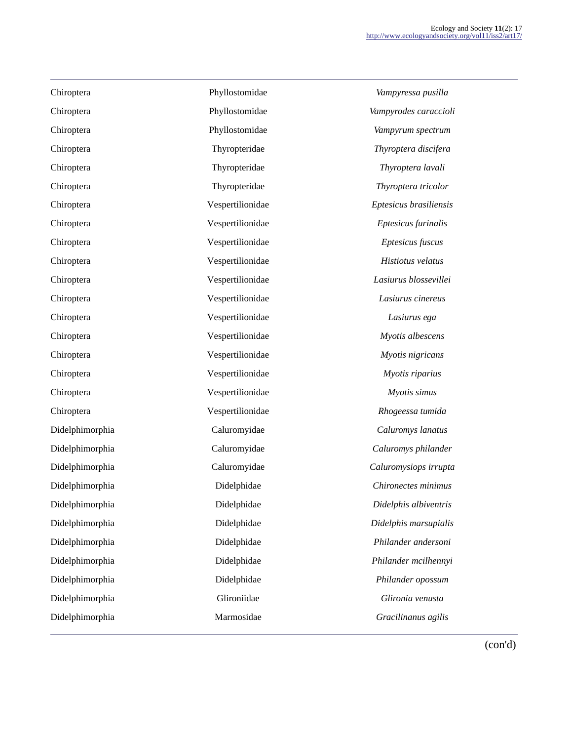| | | |
|---|---|---|
| Chiroptera | Phyllostomidae | *Vampyressa pusilla* |
| Chiroptera | Phyllostomidae | *Vampyrodes caraccioli* |
| Chiroptera | Phyllostomidae | *Vampyrum spectrum* |
| Chiroptera | Thyropteridae | *Thyroptera discifera* |
| Chiroptera | Thyropteridae | *Thyroptera lavali* |
| Chiroptera | Thyropteridae | *Thyroptera tricolor* |
| Chiroptera | Vespertilionidae | *Eptesicus brasiliensis* |
| Chiroptera | Vespertilionidae | *Eptesicus furinalis* |
| Chiroptera | Vespertilionidae | *Eptesicus fuscus* |
| Chiroptera | Vespertilionidae | *Histiotus velatus* |
| Chiroptera | Vespertilionidae | *Lasiurus blossevillei* |
| Chiroptera | Vespertilionidae | *Lasiurus cinereus* |
| Chiroptera | Vespertilionidae | *Lasiurus ega* |
| Chiroptera | Vespertilionidae | *Myotis albescens* |
| Chiroptera | Vespertilionidae | *Myotis nigricans* |
| Chiroptera | Vespertilionidae | *Myotis riparius* |
| Chiroptera | Vespertilionidae | *Myotis simus* |
| Chiroptera | Vespertilionidae | *Rhogeessa tumida* |
| Didelphimorphia | Caluromyidae | *Caluromys lanatus* |
| Didelphimorphia | Caluromyidae | *Caluromys philander* |
| Didelphimorphia | Caluromyidae | *Caluromysiops irrupta* |
| Didelphimorphia | Didelphidae | *Chironectes minimus* |
| Didelphimorphia | Didelphidae | *Didelphis albiventris* |
| Didelphimorphia | Didelphidae | *Didelphis marsupialis* |
| Didelphimorphia | Didelphidae | *Philander andersoni* |
| Didelphimorphia | Didelphidae | *Philander mcilhennyi* |
| Didelphimorphia | Didelphidae | *Philander opossum* |
| Didelphimorphia | Glironiidae | *Glironia venusta* |
| Didelphimorphia | Marmosidae | *Gracilinanus agilis* |

(con'd)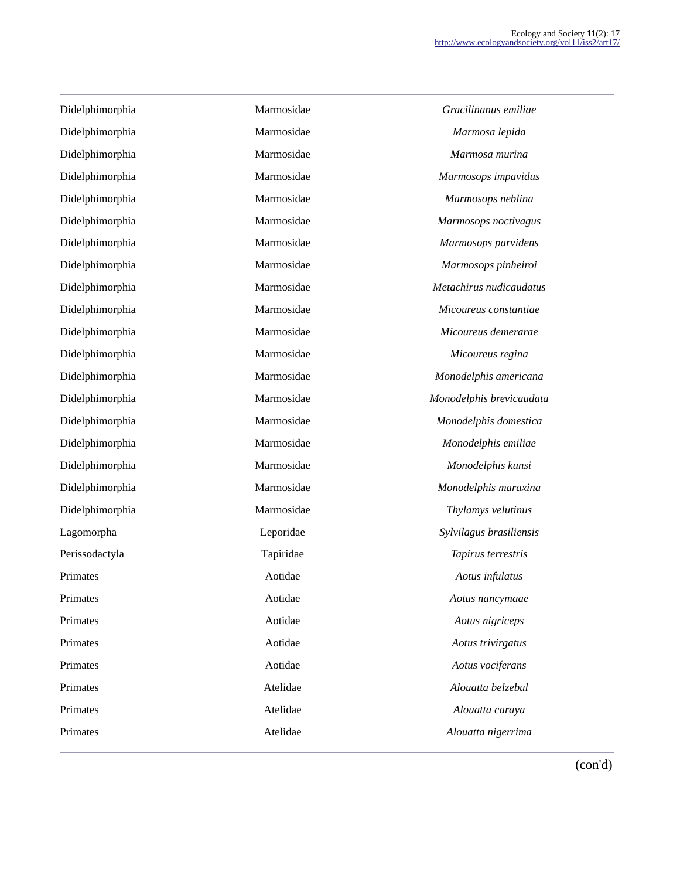| | | |
|---|---|---|
| Didelphimorphia | Marmosidae | *Gracilinanus emiliae* |
| Didelphimorphia | Marmosidae | *Marmosa lepida* |
| Didelphimorphia | Marmosidae | *Marmosa murina* |
| Didelphimorphia | Marmosidae | *Marmosops impavidus* |
| Didelphimorphia | Marmosidae | *Marmosops neblina* |
| Didelphimorphia | Marmosidae | *Marmosops noctivagus* |
| Didelphimorphia | Marmosidae | *Marmosops parvidens* |
| Didelphimorphia | Marmosidae | *Marmosops pinheiroi* |
| Didelphimorphia | Marmosidae | *Metachirus nudicaudatus* |
| Didelphimorphia | Marmosidae | *Micoureus constantiae* |
| Didelphimorphia | Marmosidae | *Micoureus demerarae* |
| Didelphimorphia | Marmosidae | *Micoureus regina* |
| Didelphimorphia | Marmosidae | *Monodelphis americana* |
| Didelphimorphia | Marmosidae | *Monodelphis brevicaudata* |
| Didelphimorphia | Marmosidae | *Monodelphis domestica* |
| Didelphimorphia | Marmosidae | *Monodelphis emiliae* |
| Didelphimorphia | Marmosidae | *Monodelphis kunsi* |
| Didelphimorphia | Marmosidae | *Monodelphis maraxina* |
| Didelphimorphia | Marmosidae | *Thylamys velutinus* |
| Lagomorpha | Leporidae | *Sylvilagus brasiliensis* |
| Perissodactyla | Tapiridae | *Tapirus terrestris* |
| Primates | Aotidae | *Aotus infulatus* |
| Primates | Aotidae | *Aotus nancymaae* |
| Primates | Aotidae | *Aotus nigriceps* |
| Primates | Aotidae | *Aotus trivirgatus* |
| Primates | Aotidae | *Aotus vociferans* |
| Primates | Atelidae | *Alouatta belzebul* |
| Primates | Atelidae | *Alouatta caraya* |
| Primates | Atelidae | *Alouatta nigerrima* |

(con'd)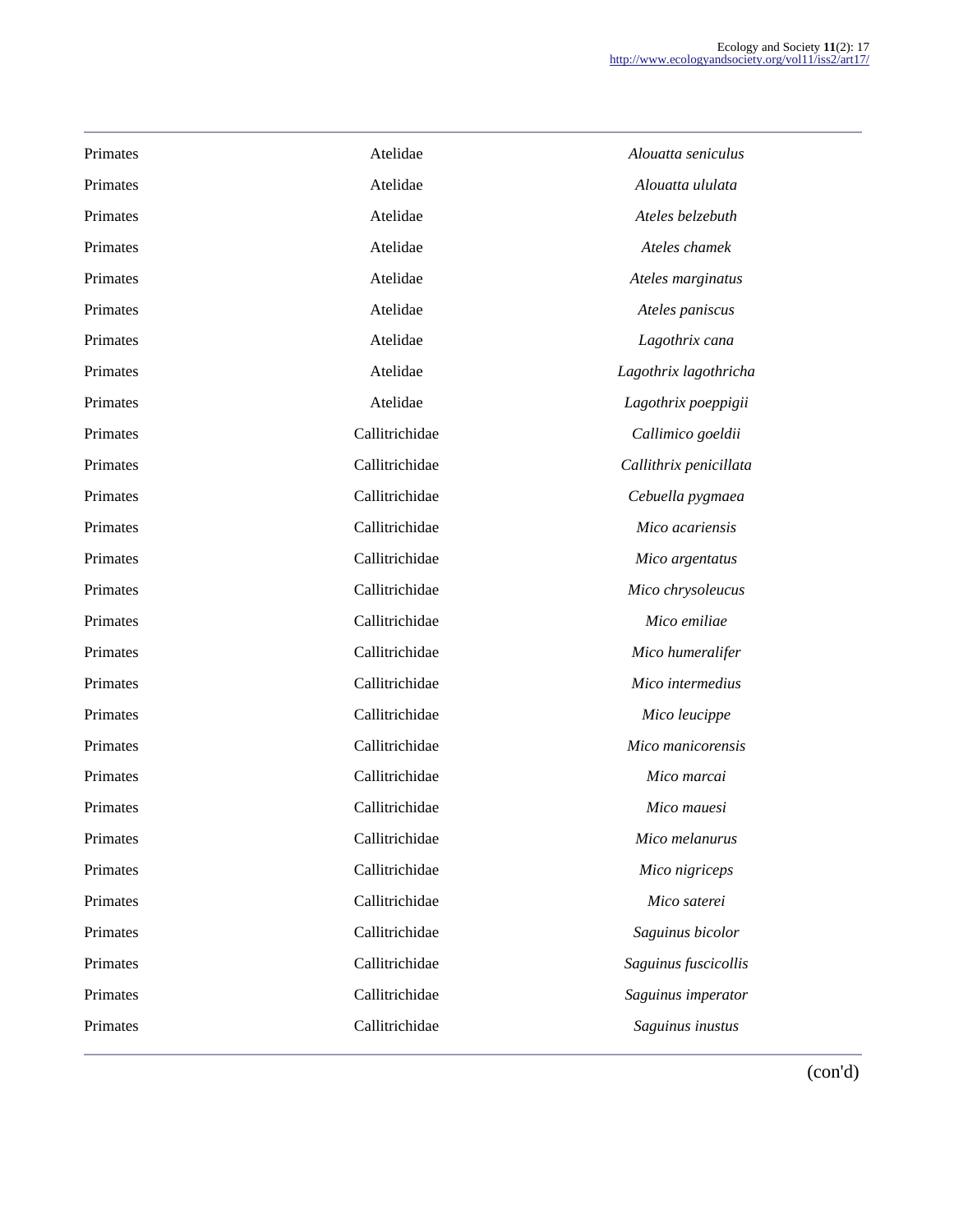| | | |
|---|---|---|
| Primates | Atelidae | *Alouatta seniculus* |
| Primates | Atelidae | *Alouatta ululata* |
| Primates | Atelidae | *Ateles belzebuth* |
| Primates | Atelidae | *Ateles chamek* |
| Primates | Atelidae | *Ateles marginatus* |
| Primates | Atelidae | *Ateles paniscus* |
| Primates | Atelidae | *Lagothrix cana* |
| Primates | Atelidae | *Lagothrix lagothricha* |
| Primates | Atelidae | *Lagothrix poeppigii* |
| Primates | Callitrichidae | *Callimico goeldii* |
| Primates | Callitrichidae | *Callithrix penicillata* |
| Primates | Callitrichidae | *Cebuella pygmaea* |
| Primates | Callitrichidae | *Mico acariensis* |
| Primates | Callitrichidae | *Mico argentatus* |
| Primates | Callitrichidae | *Mico chrysoleucus* |
| Primates | Callitrichidae | *Mico emiliae* |
| Primates | Callitrichidae | *Mico humeralifer* |
| Primates | Callitrichidae | *Mico intermedius* |
| Primates | Callitrichidae | *Mico leucippe* |
| Primates | Callitrichidae | *Mico manicorensis* |
| Primates | Callitrichidae | *Mico marcai* |
| Primates | Callitrichidae | *Mico mauesi* |
| Primates | Callitrichidae | *Mico melanurus* |
| Primates | Callitrichidae | *Mico nigriceps* |
| Primates | Callitrichidae | *Mico saterei* |
| Primates | Callitrichidae | *Saguinus bicolor* |
| Primates | Callitrichidae | *Saguinus fuscicollis* |
| Primates | Callitrichidae | *Saguinus imperator* |
| Primates | Callitrichidae | *Saguinus inustus* |

(con'd)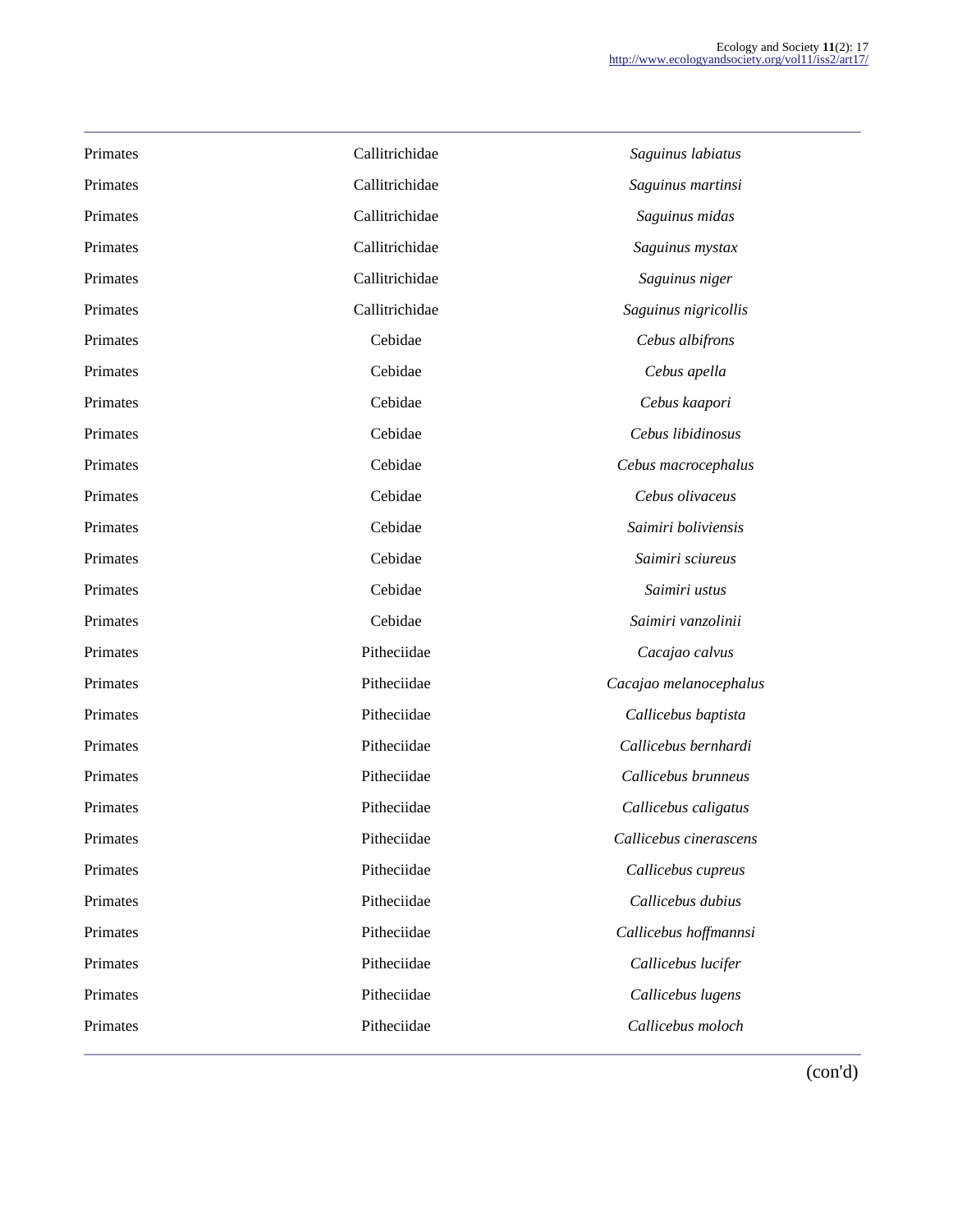| | | |
|---|---|---|
| Primates | Callitrichidae | *Saguinus labiatus* |
| Primates | Callitrichidae | *Saguinus martinsi* |
| Primates | Callitrichidae | *Saguinus midas* |
| Primates | Callitrichidae | *Saguinus mystax* |
| Primates | Callitrichidae | *Saguinus niger* |
| Primates | Callitrichidae | *Saguinus nigricollis* |
| Primates | Cebidae | *Cebus albifrons* |
| Primates | Cebidae | *Cebus apella* |
| Primates | Cebidae | *Cebus kaapori* |
| Primates | Cebidae | *Cebus libidinosus* |
| Primates | Cebidae | *Cebus macrocephalus* |
| Primates | Cebidae | *Cebus olivaceus* |
| Primates | Cebidae | *Saimiri boliviensis* |
| Primates | Cebidae | *Saimiri sciureus* |
| Primates | Cebidae | *Saimiri ustus* |
| Primates | Cebidae | *Saimiri vanzolinii* |
| Primates | Pitheciidae | *Cacajao calvus* |
| Primates | Pitheciidae | *Cacajao melanocephalus* |
| Primates | Pitheciidae | *Callicebus baptista* |
| Primates | Pitheciidae | *Callicebus bernhardi* |
| Primates | Pitheciidae | *Callicebus brunneus* |
| Primates | Pitheciidae | *Callicebus caligatus* |
| Primates | Pitheciidae | *Callicebus cinerascens* |
| Primates | Pitheciidae | *Callicebus cupreus* |
| Primates | Pitheciidae | *Callicebus dubius* |
| Primates | Pitheciidae | *Callicebus hoffmannsi* |
| Primates | Pitheciidae | *Callicebus lucifer* |
| Primates | Pitheciidae | *Callicebus lugens* |
| Primates | Pitheciidae | *Callicebus moloch* |

(con'd)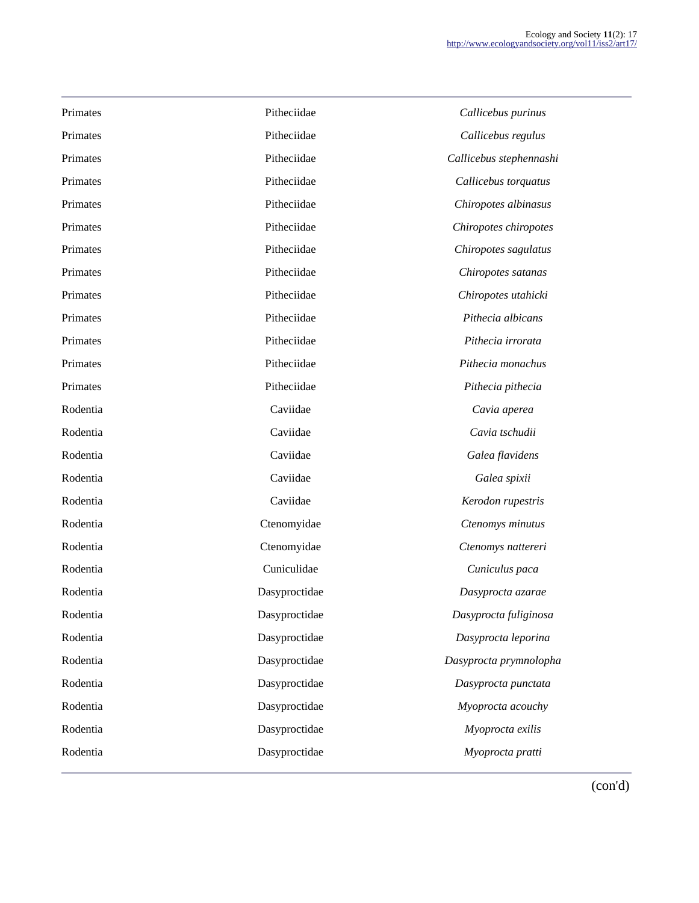| | | |
|---|---|---|
| Primates | Pitheciidae | *Callicebus purinus* |
| Primates | Pitheciidae | *Callicebus regulus* |
| Primates | Pitheciidae | *Callicebus stephennashi* |
| Primates | Pitheciidae | *Callicebus torquatus* |
| Primates | Pitheciidae | *Chiropotes albinasus* |
| Primates | Pitheciidae | *Chiropotes chiropotes* |
| Primates | Pitheciidae | *Chiropotes sagulatus* |
| Primates | Pitheciidae | *Chiropotes satanas* |
| Primates | Pitheciidae | *Chiropotes utahicki* |
| Primates | Pitheciidae | *Pithecia albicans* |
| Primates | Pitheciidae | *Pithecia irrorata* |
| Primates | Pitheciidae | *Pithecia monachus* |
| Primates | Pitheciidae | *Pithecia pithecia* |
| Rodentia | Caviidae | *Cavia aperea* |
| Rodentia | Caviidae | *Cavia tschudii* |
| Rodentia | Caviidae | *Galea flavidens* |
| Rodentia | Caviidae | *Galea spixii* |
| Rodentia | Caviidae | *Kerodon rupestris* |
| Rodentia | Ctenomyidae | *Ctenomys minutus* |
| Rodentia | Ctenomyidae | *Ctenomys nattereri* |
| Rodentia | Cuniculidae | *Cuniculus paca* |
| Rodentia | Dasyproctidae | *Dasyprocta azarae* |
| Rodentia | Dasyproctidae | *Dasyprocta fuliginosa* |
| Rodentia | Dasyproctidae | *Dasyprocta leporina* |
| Rodentia | Dasyproctidae | *Dasyprocta prymnolopha* |
| Rodentia | Dasyproctidae | *Dasyprocta punctata* |
| Rodentia | Dasyproctidae | *Myoprocta acouchy* |
| Rodentia | Dasyproctidae | *Myoprocta exilis* |
| Rodentia | Dasyproctidae | *Myoprocta pratti* |

(con'd)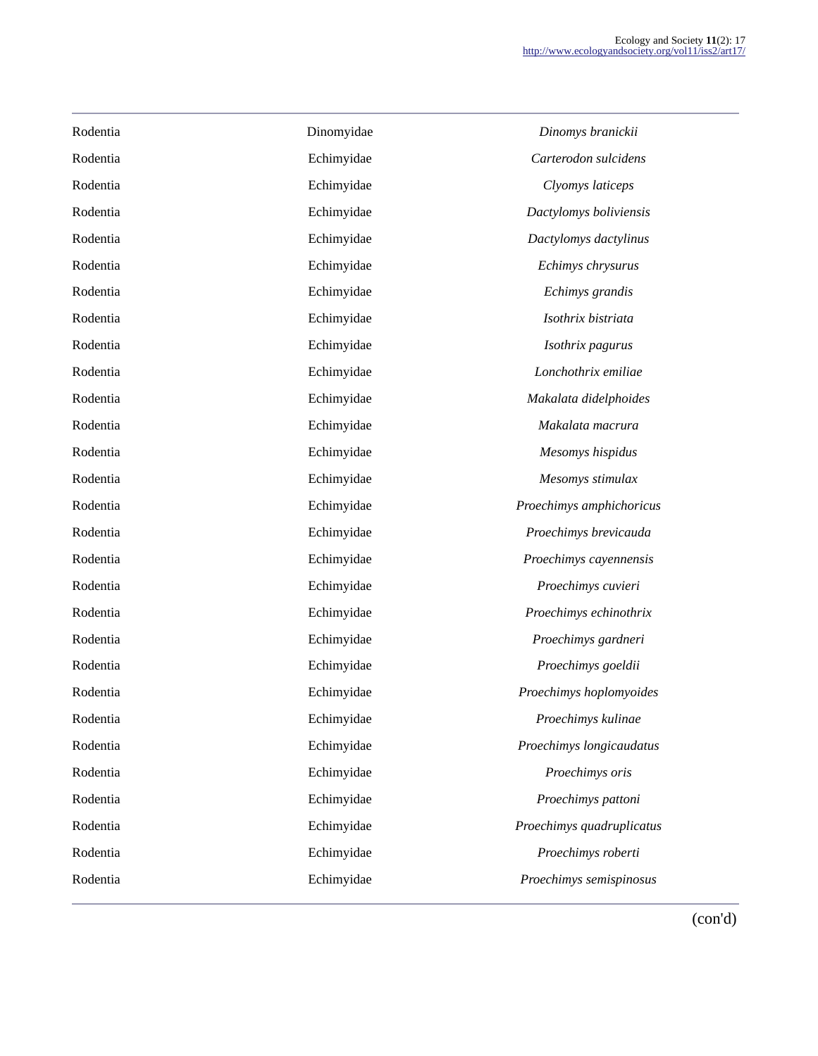| | | |
|---|---|---|
| Rodentia | Dinomyidae | *Dinomys branickii* |
| Rodentia | Echimyidae | *Carterodon sulcidens* |
| Rodentia | Echimyidae | *Clyomys laticeps* |
| Rodentia | Echimyidae | *Dactylomys boliviensis* |
| Rodentia | Echimyidae | *Dactylomys dactylinus* |
| Rodentia | Echimyidae | *Echimys chrysurus* |
| Rodentia | Echimyidae | *Echimys grandis* |
| Rodentia | Echimyidae | *Isothrix bistriata* |
| Rodentia | Echimyidae | *Isothrix pagurus* |
| Rodentia | Echimyidae | *Lonchothrix emiliae* |
| Rodentia | Echimyidae | *Makalata didelphoides* |
| Rodentia | Echimyidae | *Makalata macrura* |
| Rodentia | Echimyidae | *Mesomys hispidus* |
| Rodentia | Echimyidae | *Mesomys stimulax* |
| Rodentia | Echimyidae | *Proechimys amphichoricus* |
| Rodentia | Echimyidae | *Proechimys brevicauda* |
| Rodentia | Echimyidae | *Proechimys cayennensis* |
| Rodentia | Echimyidae | *Proechimys cuvieri* |
| Rodentia | Echimyidae | *Proechimys echinothrix* |
| Rodentia | Echimyidae | *Proechimys gardneri* |
| Rodentia | Echimyidae | *Proechimys goeldii* |
| Rodentia | Echimyidae | *Proechimys hoplomyoides* |
| Rodentia | Echimyidae | *Proechimys kulinae* |
| Rodentia | Echimyidae | *Proechimys longicaudatus* |
| Rodentia | Echimyidae | *Proechimys oris* |
| Rodentia | Echimyidae | *Proechimys pattoni* |
| Rodentia | Echimyidae | *Proechimys quadruplicatus* |
| Rodentia | Echimyidae | *Proechimys roberti* |
| Rodentia | Echimyidae | *Proechimys semispinosus* |

(con'd)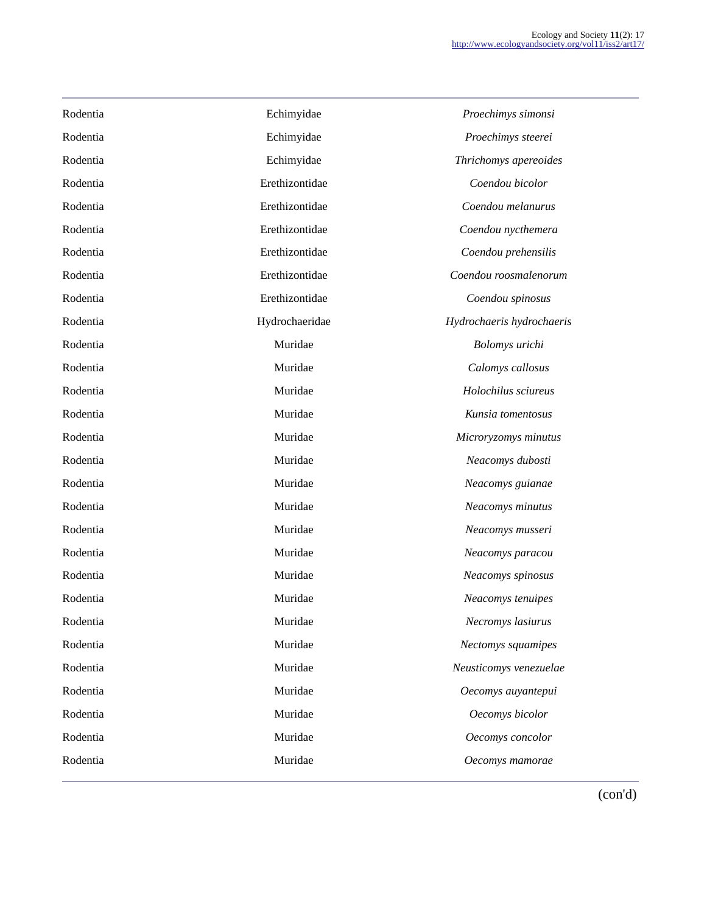| | | |
|---|---|---|
| Rodentia | Echimyidae | *Proechimys simonsi* |
| Rodentia | Echimyidae | *Proechimys steerei* |
| Rodentia | Echimyidae | *Thrichomys apereoides* |
| Rodentia | Erethizontidae | *Coendou bicolor* |
| Rodentia | Erethizontidae | *Coendou melanurus* |
| Rodentia | Erethizontidae | *Coendou nycthemera* |
| Rodentia | Erethizontidae | *Coendou prehensilis* |
| Rodentia | Erethizontidae | *Coendou roosmalenorum* |
| Rodentia | Erethizontidae | *Coendou spinosus* |
| Rodentia | Hydrochaeridae | *Hydrochaeris hydrochaeris* |
| Rodentia | Muridae | *Bolomys urichi* |
| Rodentia | Muridae | *Calomys callosus* |
| Rodentia | Muridae | *Holochilus sciureus* |
| Rodentia | Muridae | *Kunsia tomentosus* |
| Rodentia | Muridae | *Microryzomys minutus* |
| Rodentia | Muridae | *Neacomys dubosti* |
| Rodentia | Muridae | *Neacomys guianae* |
| Rodentia | Muridae | *Neacomys minutus* |
| Rodentia | Muridae | *Neacomys musseri* |
| Rodentia | Muridae | *Neacomys paracou* |
| Rodentia | Muridae | *Neacomys spinosus* |
| Rodentia | Muridae | *Neacomys tenuipes* |
| Rodentia | Muridae | *Necromys lasiurus* |
| Rodentia | Muridae | *Nectomys squamipes* |
| Rodentia | Muridae | *Neusticomys venezuelae* |
| Rodentia | Muridae | *Oecomys auyantepui* |
| Rodentia | Muridae | *Oecomys bicolor* |
| Rodentia | Muridae | *Oecomys concolor* |
| Rodentia | Muridae | *Oecomys mamorae* |

(con'd)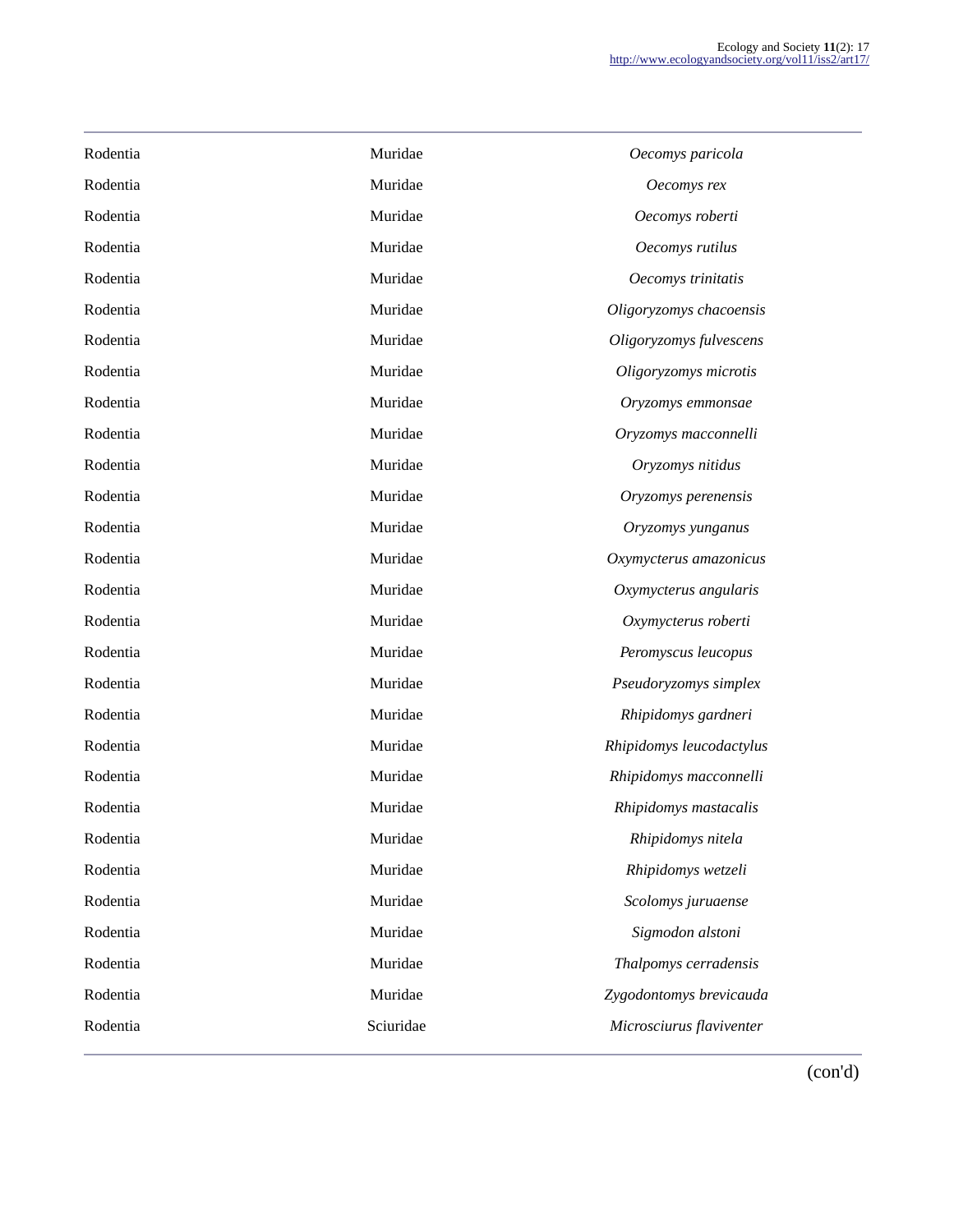| | | |
|---|---|---|
| Rodentia | Muridae | *Oecomys paricola* |
| Rodentia | Muridae | *Oecomys rex* |
| Rodentia | Muridae | *Oecomys roberti* |
| Rodentia | Muridae | *Oecomys rutilus* |
| Rodentia | Muridae | *Oecomys trinitatis* |
| Rodentia | Muridae | *Oligoryzomys chacoensis* |
| Rodentia | Muridae | *Oligoryzomys fulvescens* |
| Rodentia | Muridae | *Oligoryzomys microtis* |
| Rodentia | Muridae | *Oryzomys emmonsae* |
| Rodentia | Muridae | *Oryzomys macconnelli* |
| Rodentia | Muridae | *Oryzomys nitidus* |
| Rodentia | Muridae | *Oryzomys perenensis* |
| Rodentia | Muridae | *Oryzomys yunganus* |
| Rodentia | Muridae | *Oxymycterus amazonicus* |
| Rodentia | Muridae | *Oxymycterus angularis* |
| Rodentia | Muridae | *Oxymycterus roberti* |
| Rodentia | Muridae | *Peromyscus leucopus* |
| Rodentia | Muridae | *Pseudoryzomys simplex* |
| Rodentia | Muridae | *Rhipidomys gardneri* |
| Rodentia | Muridae | *Rhipidomys leucodactylus* |
| Rodentia | Muridae | *Rhipidomys macconnelli* |
| Rodentia | Muridae | *Rhipidomys mastacalis* |
| Rodentia | Muridae | *Rhipidomys nitela* |
| Rodentia | Muridae | *Rhipidomys wetzeli* |
| Rodentia | Muridae | *Scolomys juruaense* |
| Rodentia | Muridae | *Sigmodon alstoni* |
| Rodentia | Muridae | *Thalpomys cerradensis* |
| Rodentia | Muridae | *Zygodontomys brevicauda* |
| Rodentia | Sciuridae | *Microsciurus flaviventer* |

(con'd)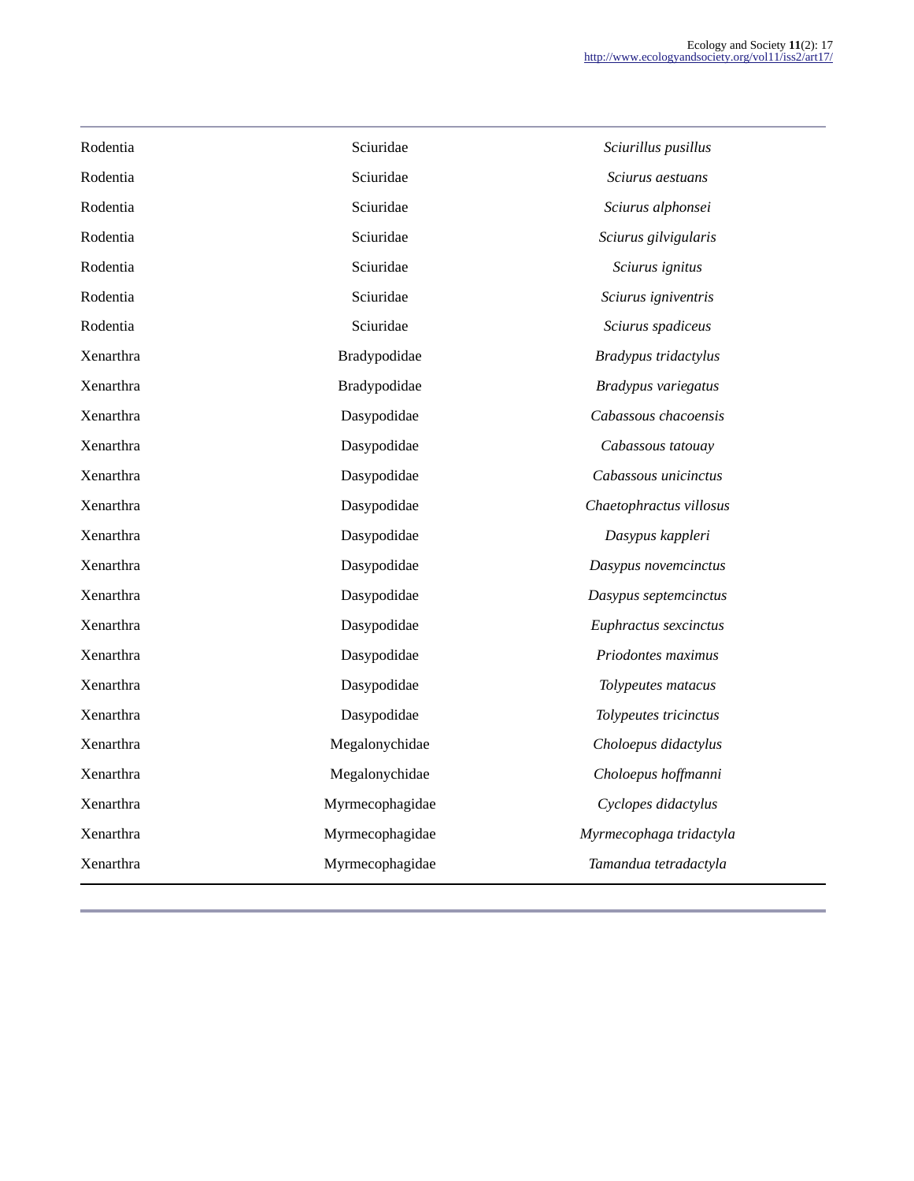| | | |
|---|---|---|
| Rodentia | Sciuridae | *Sciurillus pusillus* |
| Rodentia | Sciuridae | *Sciurus aestuans* |
| Rodentia | Sciuridae | *Sciurus alphonsei* |
| Rodentia | Sciuridae | *Sciurus gilvigularis* |
| Rodentia | Sciuridae | *Sciurus ignitus* |
| Rodentia | Sciuridae | *Sciurus igniventris* |
| Rodentia | Sciuridae | *Sciurus spadiceus* |
| Xenarthra | Bradypodidae | *Bradypus tridactylus* |
| Xenarthra | Bradypodidae | *Bradypus variegatus* |
| Xenarthra | Dasypodidae | *Cabassous chacoensis* |
| Xenarthra | Dasypodidae | *Cabassous tatouay* |
| Xenarthra | Dasypodidae | *Cabassous unicinctus* |
| Xenarthra | Dasypodidae | *Chaetophractus villosus* |
| Xenarthra | Dasypodidae | *Dasypus kappleri* |
| Xenarthra | Dasypodidae | *Dasypus novemcinctus* |
| Xenarthra | Dasypodidae | *Dasypus septemcinctus* |
| Xenarthra | Dasypodidae | *Euphractus sexcinctus* |
| Xenarthra | Dasypodidae | *Priodontes maximus* |
| Xenarthra | Dasypodidae | *Tolypeutes matacus* |
| Xenarthra | Dasypodidae | *Tolypeutes tricinctus* |
| Xenarthra | Megalonychidae | *Choloepus didactylus* |
| Xenarthra | Megalonychidae | *Choloepus hoffmanni* |
| Xenarthra | Myrmecophagidae | *Cyclopes didactylus* |
| Xenarthra | Myrmecophagidae | *Myrmecophaga tridactyla* |
| Xenarthra | Myrmecophagidae | *Tamandua tetradactyla* |